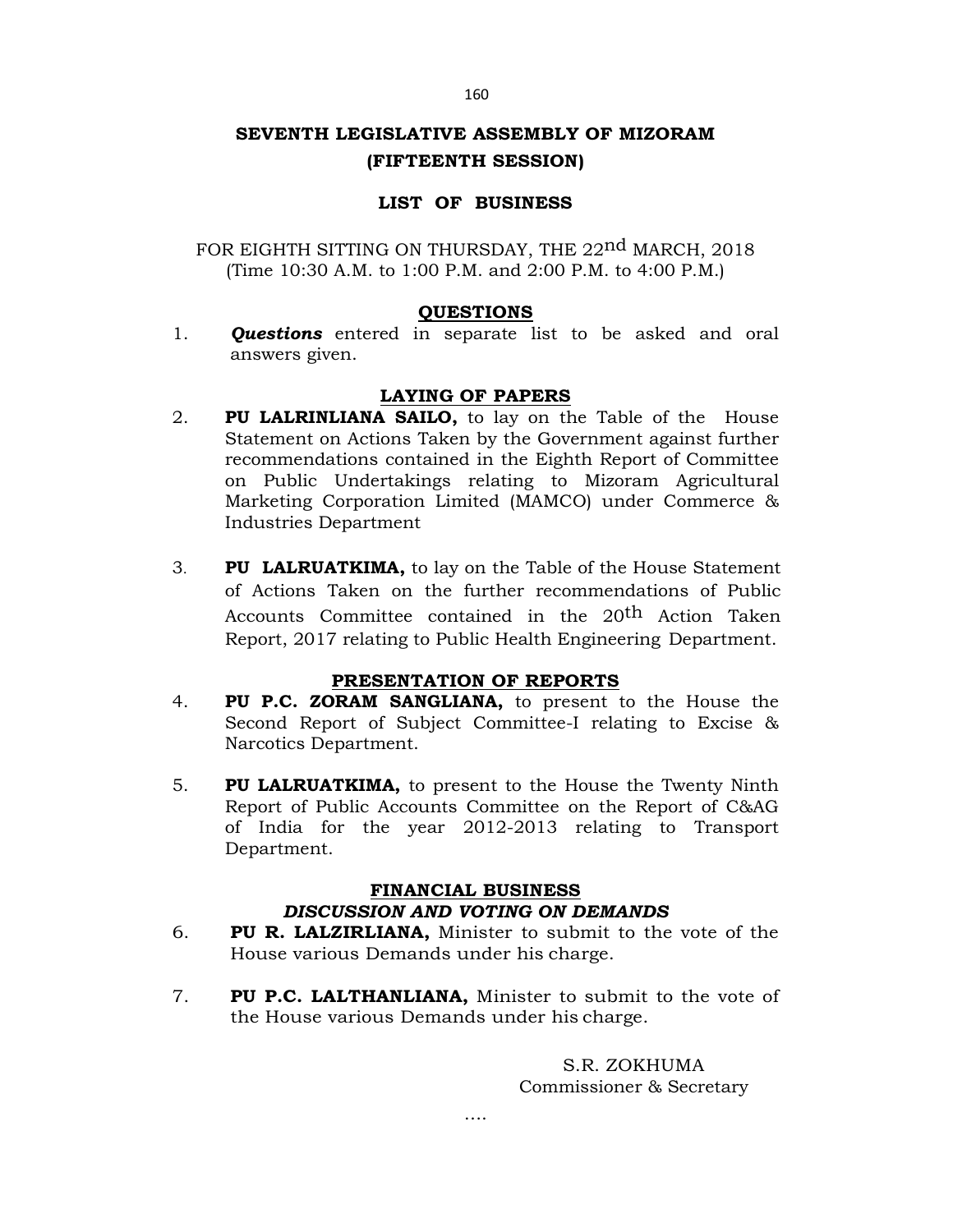# SEVENTH LEGISLATIVE ASSEMBLY OF MIZORAM
## (FIFTEENTH SESSION)

### LIST OF BUSINESS

FOR EIGHTH SITTING ON THURSDAY, THE 22nd MARCH, 2018
(Time 10:30 A.M. to 1:00 P.M. and 2:00 P.M. to 4:00 P.M.)

#### QUESTIONS

1. ***Questions*** entered in separate list to be asked and oral answers given.

#### LAYING OF PAPERS

2. **PU LALRINLIANA SAILO,** to lay on the Table of the House Statement on Actions Taken by the Government against further recommendations contained in the Eighth Report of Committee on Public Undertakings relating to Mizoram Agricultural Marketing Corporation Limited (MAMCO) under Commerce & Industries Department

3. **PU LALRUATKIMA,** to lay on the Table of the House Statement of Actions Taken on the further recommendations of Public Accounts Committee contained in the 20th Action Taken Report, 2017 relating to Public Health Engineering Department.

#### PRESENTATION OF REPORTS

4. **PU P.C. ZORAM SANGLIANA,** to present to the House the Second Report of Subject Committee-I relating to Excise & Narcotics Department.

5. **PU LALRUATKIMA,** to present to the House the Twenty Ninth Report of Public Accounts Committee on the Report of C&AG of India for the year 2012-2013 relating to Transport Department.

#### FINANCIAL BUSINESS
***DISCUSSION AND VOTING ON DEMANDS***

6. **PU R. LALZIRLIANA,** Minister to submit to the vote of the House various Demands under his charge.

7. **PU P.C. LALTHANLIANA,** Minister to submit to the vote of the House various Demands under his charge.

S.R. ZOKHUMA
Commissioner & Secretary

....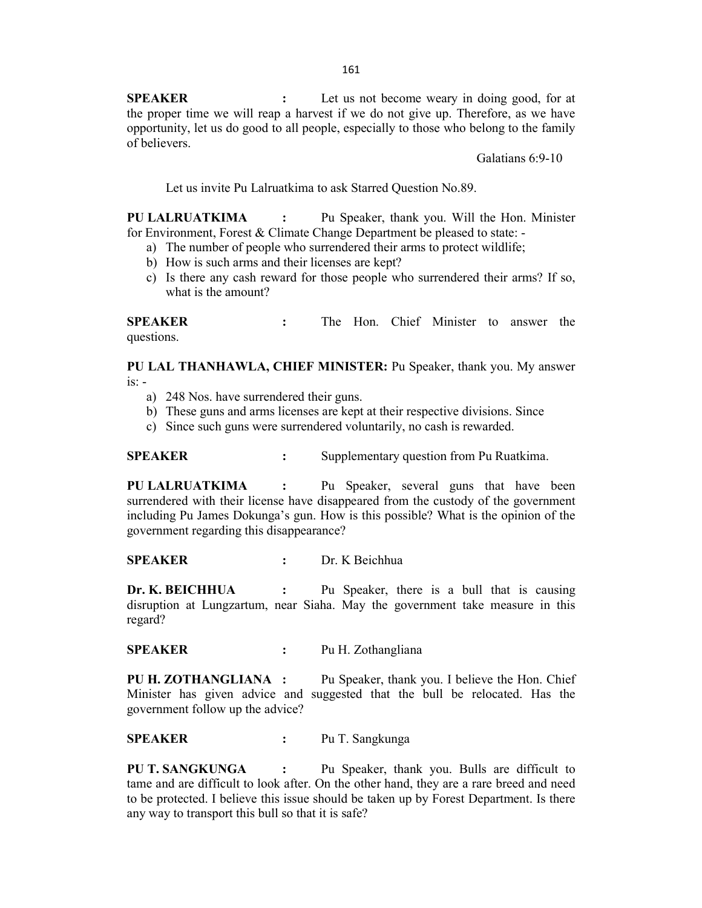**SPEAKER** : Let us not become weary in doing good, for at the proper time we will reap a harvest if we do not give up. Therefore, as we have opportunity, let us do good to all people, especially to those who belong to the family of believers.

Galatians 6:9-10

Let us invite Pu Lalruatkima to ask Starred Question No.89.

**PU LALRUATKIMA** : Pu Speaker, thank you. Will the Hon. Minister for Environment, Forest & Climate Change Department be pleased to state: -

a) The number of people who surrendered their arms to protect wildlife;
b) How is such arms and their licenses are kept?
c) Is there any cash reward for those people who surrendered their arms? If so, what is the amount?

**SPEAKER** : The Hon. Chief Minister to answer the questions.

**PU LAL THANHAWLA, CHIEF MINISTER:** Pu Speaker, thank you. My answer is: -

a) 248 Nos. have surrendered their guns.
b) These guns and arms licenses are kept at their respective divisions. Since
c) Since such guns were surrendered voluntarily, no cash is rewarded.

**SPEAKER** : Supplementary question from Pu Ruatkima.

**PU LALRUATKIMA** : Pu Speaker, several guns that have been surrendered with their license have disappeared from the custody of the government including Pu James Dokunga's gun. How is this possible? What is the opinion of the government regarding this disappearance?

**SPEAKER** : Dr. K Beichhua

**Dr. K. BEICHHUA** : Pu Speaker, there is a bull that is causing disruption at Lungzartum, near Siaha. May the government take measure in this regard?

**SPEAKER** : Pu H. Zothangliana

**PU H. ZOTHANGLIANA** : Pu Speaker, thank you. I believe the Hon. Chief Minister has given advice and suggested that the bull be relocated. Has the government follow up the advice?

**SPEAKER** : Pu T. Sangkunga

**PU T. SANGKUNGA** : Pu Speaker, thank you. Bulls are difficult to tame and are difficult to look after. On the other hand, they are a rare breed and need to be protected. I believe this issue should be taken up by Forest Department. Is there any way to transport this bull so that it is safe?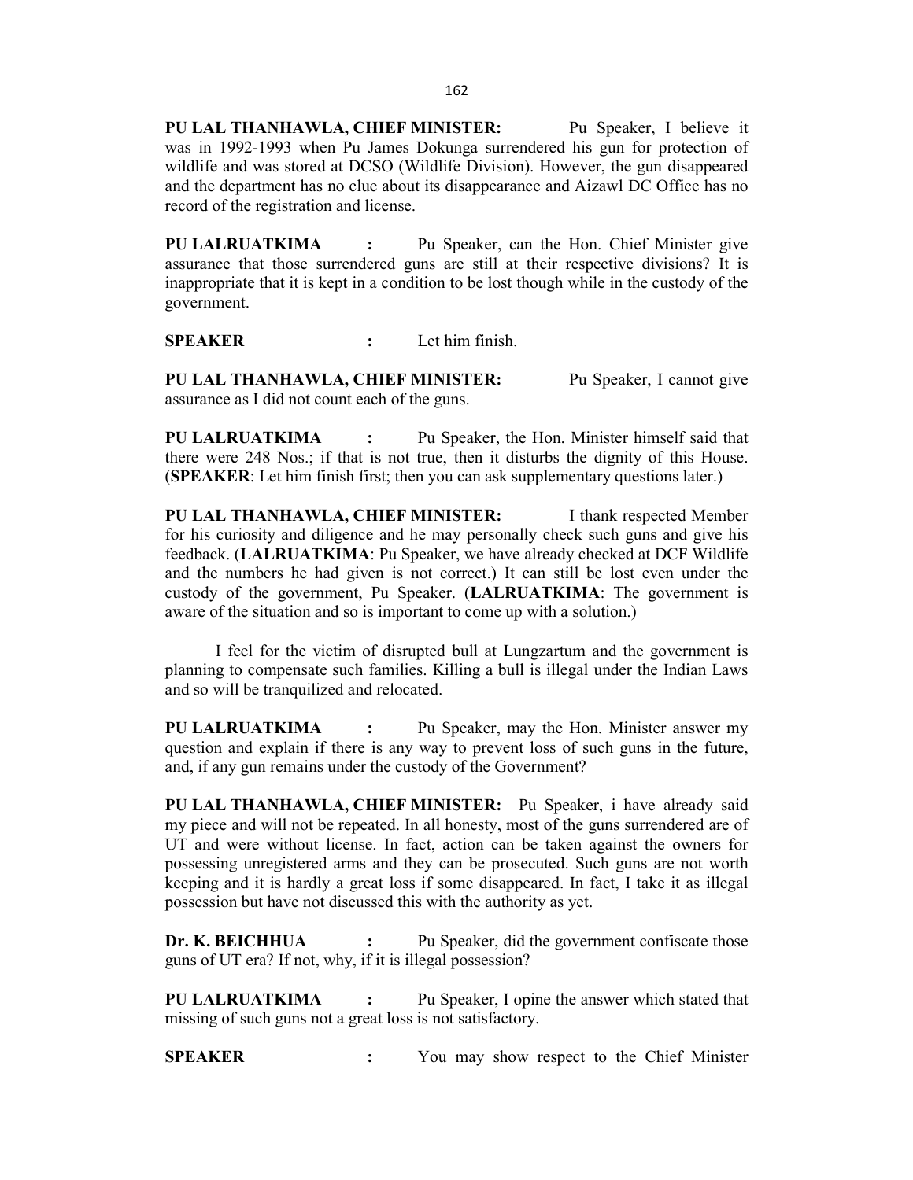**PU LAL THANHAWLA, CHIEF MINISTER:** Pu Speaker, I believe it was in 1992-1993 when Pu James Dokunga surrendered his gun for protection of wildlife and was stored at DCSO (Wildlife Division). However, the gun disappeared and the department has no clue about its disappearance and Aizawl DC Office has no record of the registration and license.

**PU LALRUATKIMA :** Pu Speaker, can the Hon. Chief Minister give assurance that those surrendered guns are still at their respective divisions? It is inappropriate that it is kept in a condition to be lost though while in the custody of the government.

**SPEAKER :** Let him finish.

**PU LAL THANHAWLA, CHIEF MINISTER:** Pu Speaker, I cannot give assurance as I did not count each of the guns.

**PU LALRUATKIMA :** Pu Speaker, the Hon. Minister himself said that there were 248 Nos.; if that is not true, then it disturbs the dignity of this House. (**SPEAKER**: Let him finish first; then you can ask supplementary questions later.)

**PU LAL THANHAWLA, CHIEF MINISTER:** I thank respected Member for his curiosity and diligence and he may personally check such guns and give his feedback. (**LALRUATKIMA**: Pu Speaker, we have already checked at DCF Wildlife and the numbers he had given is not correct.) It can still be lost even under the custody of the government, Pu Speaker. (**LALRUATKIMA**: The government is aware of the situation and so is important to come up with a solution.)

I feel for the victim of disrupted bull at Lungzartum and the government is planning to compensate such families. Killing a bull is illegal under the Indian Laws and so will be tranquilized and relocated.

**PU LALRUATKIMA :** Pu Speaker, may the Hon. Minister answer my question and explain if there is any way to prevent loss of such guns in the future, and, if any gun remains under the custody of the Government?

**PU LAL THANHAWLA, CHIEF MINISTER:** Pu Speaker, i have already said my piece and will not be repeated. In all honesty, most of the guns surrendered are of UT and were without license. In fact, action can be taken against the owners for possessing unregistered arms and they can be prosecuted. Such guns are not worth keeping and it is hardly a great loss if some disappeared. In fact, I take it as illegal possession but have not discussed this with the authority as yet.

**Dr. K. BEICHHUA :** Pu Speaker, did the government confiscate those guns of UT era? If not, why, if it is illegal possession?

**PU LALRUATKIMA :** Pu Speaker, I opine the answer which stated that missing of such guns not a great loss is not satisfactory.

**SPEAKER :** You may show respect to the Chief Minister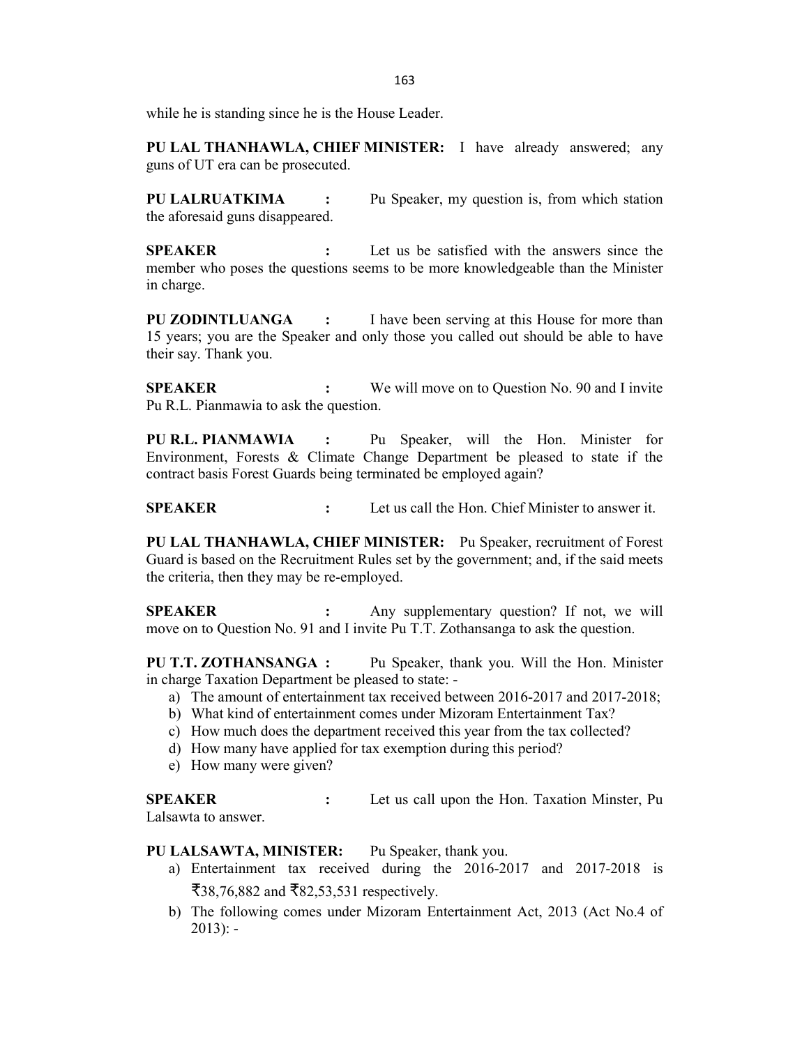while he is standing since he is the House Leader.

**PU LAL THANHAWLA, CHIEF MINISTER:** I have already answered; any guns of UT era can be prosecuted.

**PU LALRUATKIMA :** Pu Speaker, my question is, from which station the aforesaid guns disappeared.

**SPEAKER :** Let us be satisfied with the answers since the member who poses the questions seems to be more knowledgeable than the Minister in charge.

**PU ZODINTLUANGA :** I have been serving at this House for more than 15 years; you are the Speaker and only those you called out should be able to have their say. Thank you.

**SPEAKER :** We will move on to Question No. 90 and I invite Pu R.L. Pianmawia to ask the question.

**PU R.L. PIANMAWIA :** Pu Speaker, will the Hon. Minister for Environment, Forests & Climate Change Department be pleased to state if the contract basis Forest Guards being terminated be employed again?

**SPEAKER :** Let us call the Hon. Chief Minister to answer it.

**PU LAL THANHAWLA, CHIEF MINISTER:** Pu Speaker, recruitment of Forest Guard is based on the Recruitment Rules set by the government; and, if the said meets the criteria, then they may be re-employed.

**SPEAKER :** Any supplementary question? If not, we will move on to Question No. 91 and I invite Pu T.T. Zothansanga to ask the question.

**PU T.T. ZOTHANSANGA :** Pu Speaker, thank you. Will the Hon. Minister in charge Taxation Department be pleased to state: -

a) The amount of entertainment tax received between 2016-2017 and 2017-2018;
b) What kind of entertainment comes under Mizoram Entertainment Tax?
c) How much does the department received this year from the tax collected?
d) How many have applied for tax exemption during this period?
e) How many were given?

**SPEAKER :** Let us call upon the Hon. Taxation Minster, Pu Lalsawta to answer.

**PU LALSAWTA, MINISTER:** Pu Speaker, thank you.

a) Entertainment tax received during the 2016-2017 and 2017-2018 is ₹38,76,882 and ₹82,53,531 respectively.
b) The following comes under Mizoram Entertainment Act, 2013 (Act No.4 of 2013): -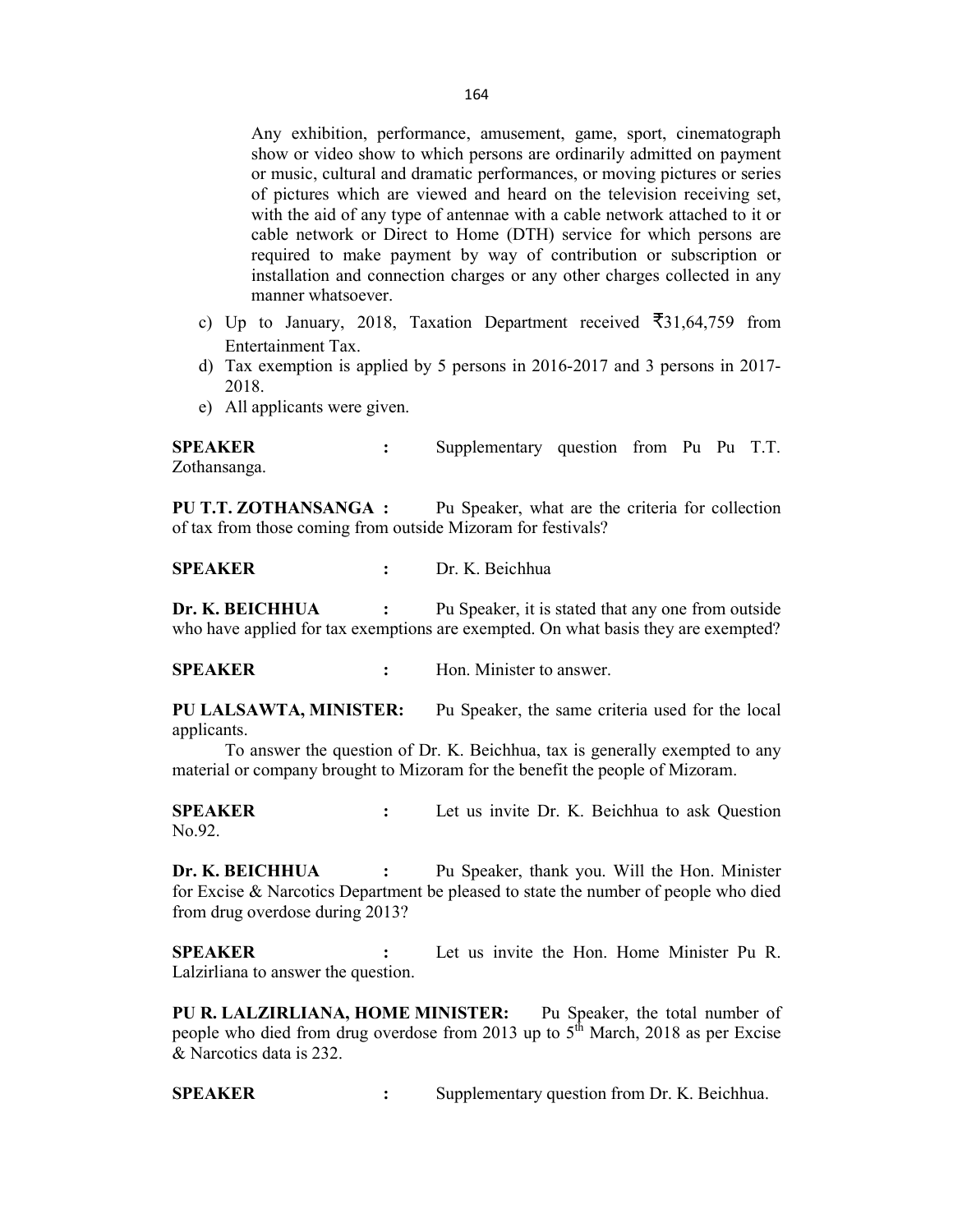Any exhibition, performance, amusement, game, sport, cinematograph show or video show to which persons are ordinarily admitted on payment or music, cultural and dramatic performances, or moving pictures or series of pictures which are viewed and heard on the television receiving set, with the aid of any type of antennae with a cable network attached to it or cable network or Direct to Home (DTH) service for which persons are required to make payment by way of contribution or subscription or installation and connection charges or any other charges collected in any manner whatsoever.

c) Up to January, 2018, Taxation Department received ₹31,64,759 from Entertainment Tax.
d) Tax exemption is applied by 5 persons in 2016-2017 and 3 persons in 2017-2018.
e) All applicants were given.

**SPEAKER :** Supplementary question from Pu Pu T.T. Zothansanga.

**PU T.T. ZOTHANSANGA :** Pu Speaker, what are the criteria for collection of tax from those coming from outside Mizoram for festivals?

**SPEAKER :** Dr. K. Beichhua

**Dr. K. BEICHHUA :** Pu Speaker, it is stated that any one from outside who have applied for tax exemptions are exempted. On what basis they are exempted?

**SPEAKER :** Hon. Minister to answer.

**PU LALSAWTA, MINISTER:** Pu Speaker, the same criteria used for the local applicants.

To answer the question of Dr. K. Beichhua, tax is generally exempted to any material or company brought to Mizoram for the benefit the people of Mizoram.

**SPEAKER :** Let us invite Dr. K. Beichhua to ask Question No.92.

**Dr. K. BEICHHUA :** Pu Speaker, thank you. Will the Hon. Minister for Excise & Narcotics Department be pleased to state the number of people who died from drug overdose during 2013?

**SPEAKER :** Let us invite the Hon. Home Minister Pu R. Lalzirliana to answer the question.

**PU R. LALZIRLIANA, HOME MINISTER:** Pu Speaker, the total number of people who died from drug overdose from 2013 up to 5th March, 2018 as per Excise & Narcotics data is 232.

**SPEAKER :** Supplementary question from Dr. K. Beichhua.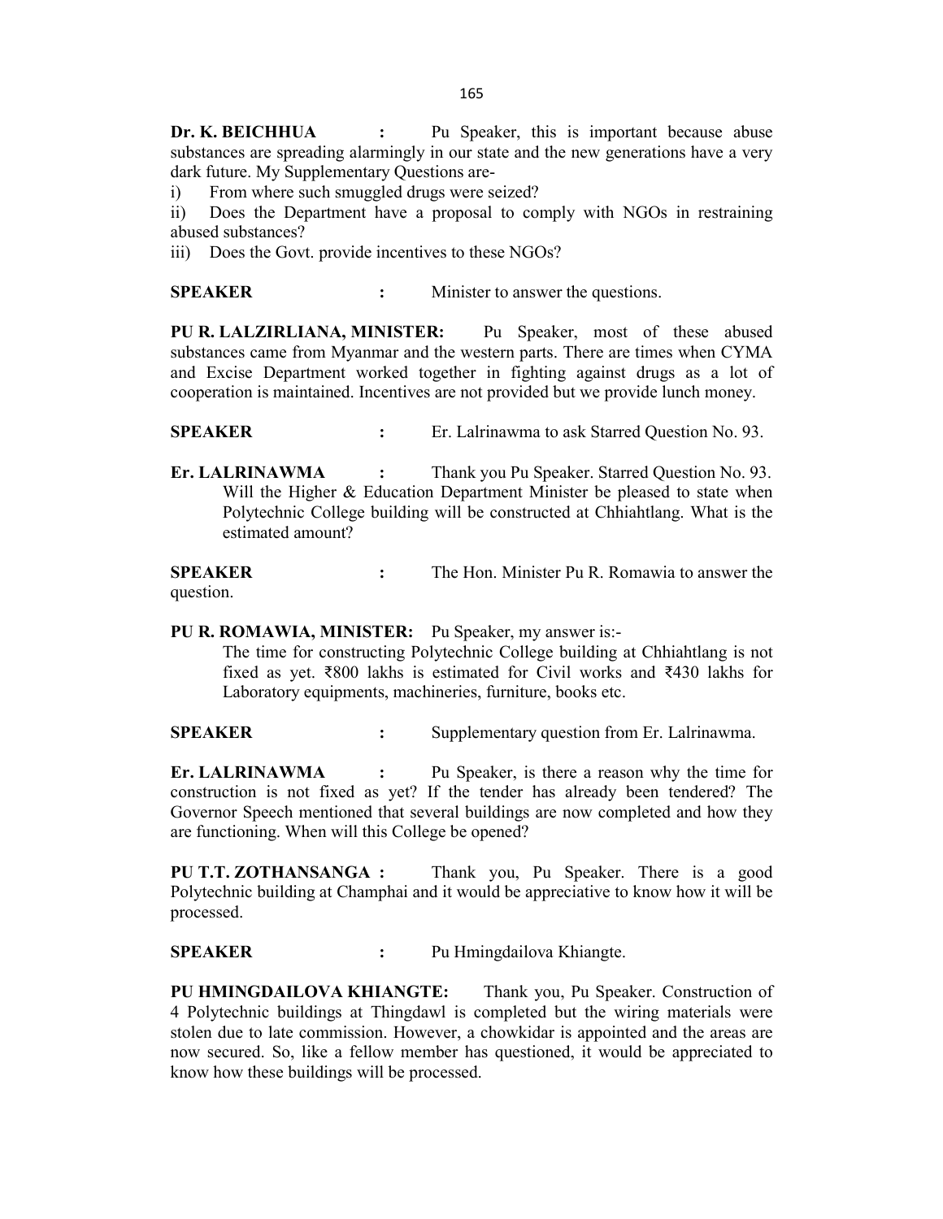**Dr. K. BEICHHUA :** Pu Speaker, this is important because abuse substances are spreading alarmingly in our state and the new generations have a very dark future. My Supplementary Questions are-

i) From where such smuggled drugs were seized?

ii) Does the Department have a proposal to comply with NGOs in restraining abused substances?

iii) Does the Govt. provide incentives to these NGOs?

**SPEAKER :** Minister to answer the questions.

**PU R. LALZIRLIANA, MINISTER:** Pu Speaker, most of these abused substances came from Myanmar and the western parts. There are times when CYMA and Excise Department worked together in fighting against drugs as a lot of cooperation is maintained. Incentives are not provided but we provide lunch money.

**SPEAKER :** Er. Lalrinawma to ask Starred Question No. 93.

**Er. LALRINAWMA :** Thank you Pu Speaker. Starred Question No. 93.

Will the Higher & Education Department Minister be pleased to state when Polytechnic College building will be constructed at Chhiahtlang. What is the estimated amount?

**SPEAKER :** The Hon. Minister Pu R. Romawia to answer the question.

**PU R. ROMAWIA, MINISTER:** Pu Speaker, my answer is:-

The time for constructing Polytechnic College building at Chhiahtlang is not fixed as yet. ₹800 lakhs is estimated for Civil works and ₹430 lakhs for Laboratory equipments, machineries, furniture, books etc.

**SPEAKER :** Supplementary question from Er. Lalrinawma.

**Er. LALRINAWMA :** Pu Speaker, is there a reason why the time for construction is not fixed as yet? If the tender has already been tendered? The Governor Speech mentioned that several buildings are now completed and how they are functioning. When will this College be opened?

**PU T.T. ZOTHANSANGA :** Thank you, Pu Speaker. There is a good Polytechnic building at Champhai and it would be appreciative to know how it will be processed.

**SPEAKER :** Pu Hmingdailova Khiangte.

**PU HMINGDAILOVA KHIANGTE:** Thank you, Pu Speaker. Construction of 4 Polytechnic buildings at Thingdawl is completed but the wiring materials were stolen due to late commission. However, a chowkidar is appointed and the areas are now secured. So, like a fellow member has questioned, it would be appreciated to know how these buildings will be processed.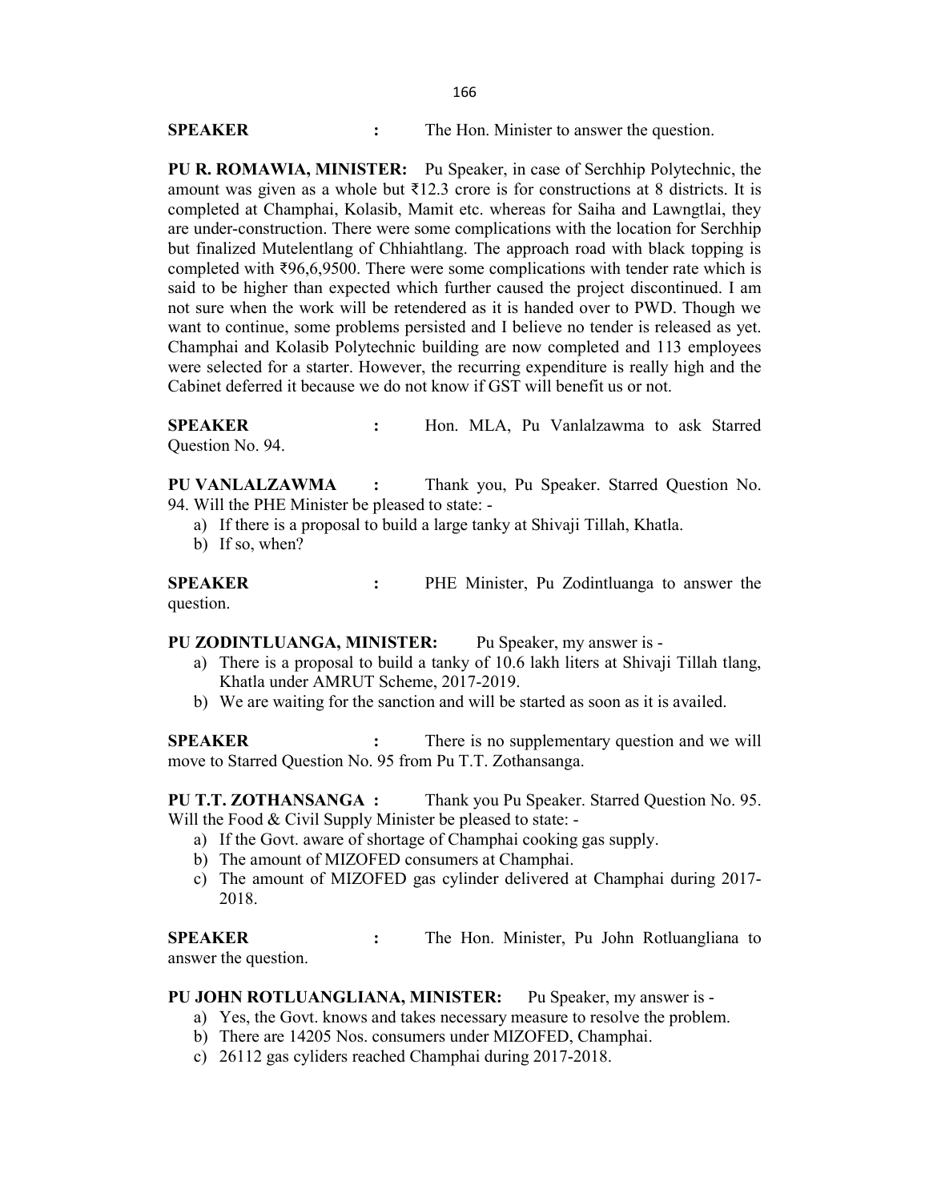**SPEAKER :** The Hon. Minister to answer the question.

**PU R. ROMAWIA, MINISTER:** Pu Speaker, in case of Serchhip Polytechnic, the amount was given as a whole but ₹12.3 crore is for constructions at 8 districts. It is completed at Champhai, Kolasib, Mamit etc. whereas for Saiha and Lawngtlai, they are under-construction. There were some complications with the location for Serchhip but finalized Mutelentlang of Chhiahtlang. The approach road with black topping is completed with ₹96,6,9500. There were some complications with tender rate which is said to be higher than expected which further caused the project discontinued. I am not sure when the work will be retendered as it is handed over to PWD. Though we want to continue, some problems persisted and I believe no tender is released as yet. Champhai and Kolasib Polytechnic building are now completed and 113 employees were selected for a starter. However, the recurring expenditure is really high and the Cabinet deferred it because we do not know if GST will benefit us or not.

**SPEAKER :** Hon. MLA, Pu Vanlalzawma to ask Starred Question No. 94.

**PU VANLALZAWMA :** Thank you, Pu Speaker. Starred Question No. 94. Will the PHE Minister be pleased to state: -

a) If there is a proposal to build a large tanky at Shivaji Tillah, Khatla.
b) If so, when?

**SPEAKER :** PHE Minister, Pu Zodintluanga to answer the question.

**PU ZODINTLUANGA, MINISTER:** Pu Speaker, my answer is -

a) There is a proposal to build a tanky of 10.6 lakh liters at Shivaji Tillah tlang, Khatla under AMRUT Scheme, 2017-2019.
b) We are waiting for the sanction and will be started as soon as it is availed.

**SPEAKER :** There is no supplementary question and we will move to Starred Question No. 95 from Pu T.T. Zothansanga.

**PU T.T. ZOTHANSANGA :** Thank you Pu Speaker. Starred Question No. 95. Will the Food & Civil Supply Minister be pleased to state: -

a) If the Govt. aware of shortage of Champhai cooking gas supply.
b) The amount of MIZOFED consumers at Champhai.
c) The amount of MIZOFED gas cylinder delivered at Champhai during 2017-2018.

**SPEAKER :** The Hon. Minister, Pu John Rotluangliana to answer the question.

**PU JOHN ROTLUANGLIANA, MINISTER:** Pu Speaker, my answer is -

a) Yes, the Govt. knows and takes necessary measure to resolve the problem.
b) There are 14205 Nos. consumers under MIZOFED, Champhai.
c) 26112 gas cyliders reached Champhai during 2017-2018.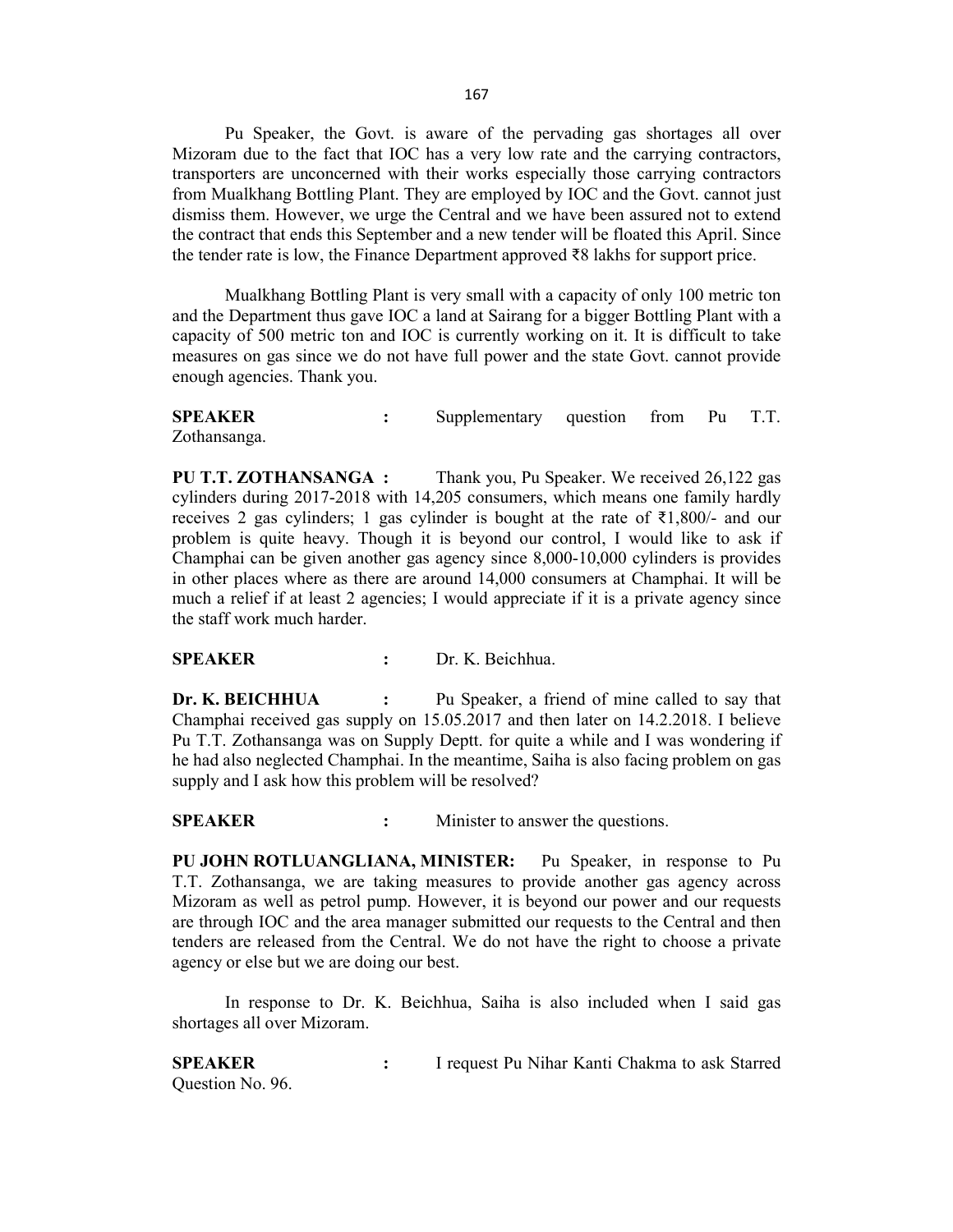Pu Speaker, the Govt. is aware of the pervading gas shortages all over Mizoram due to the fact that IOC has a very low rate and the carrying contractors, transporters are unconcerned with their works especially those carrying contractors from Mualkhang Bottling Plant. They are employed by IOC and the Govt. cannot just dismiss them. However, we urge the Central and we have been assured not to extend the contract that ends this September and a new tender will be floated this April. Since the tender rate is low, the Finance Department approved ₹8 lakhs for support price.

Mualkhang Bottling Plant is very small with a capacity of only 100 metric ton and the Department thus gave IOC a land at Sairang for a bigger Bottling Plant with a capacity of 500 metric ton and IOC is currently working on it. It is difficult to take measures on gas since we do not have full power and the state Govt. cannot provide enough agencies. Thank you.

**SPEAKER** : Supplementary question from Pu T.T. Zothansanga.

**PU T.T. ZOTHANSANGA :** Thank you, Pu Speaker. We received 26,122 gas cylinders during 2017-2018 with 14,205 consumers, which means one family hardly receives 2 gas cylinders; 1 gas cylinder is bought at the rate of ₹1,800/- and our problem is quite heavy. Though it is beyond our control, I would like to ask if Champhai can be given another gas agency since 8,000-10,000 cylinders is provides in other places where as there are around 14,000 consumers at Champhai. It will be much a relief if at least 2 agencies; I would appreciate if it is a private agency since the staff work much harder.

**SPEAKER** : Dr. K. Beichhua.

**Dr. K. BEICHHUA** : Pu Speaker, a friend of mine called to say that Champhai received gas supply on 15.05.2017 and then later on 14.2.2018. I believe Pu T.T. Zothansanga was on Supply Deptt. for quite a while and I was wondering if he had also neglected Champhai. In the meantime, Saiha is also facing problem on gas supply and I ask how this problem will be resolved?

**SPEAKER** : Minister to answer the questions.

**PU JOHN ROTLUANGLIANA, MINISTER:** Pu Speaker, in response to Pu T.T. Zothansanga, we are taking measures to provide another gas agency across Mizoram as well as petrol pump. However, it is beyond our power and our requests are through IOC and the area manager submitted our requests to the Central and then tenders are released from the Central. We do not have the right to choose a private agency or else but we are doing our best.

In response to Dr. K. Beichhua, Saiha is also included when I said gas shortages all over Mizoram.

**SPEAKER** : I request Pu Nihar Kanti Chakma to ask Starred Question No. 96.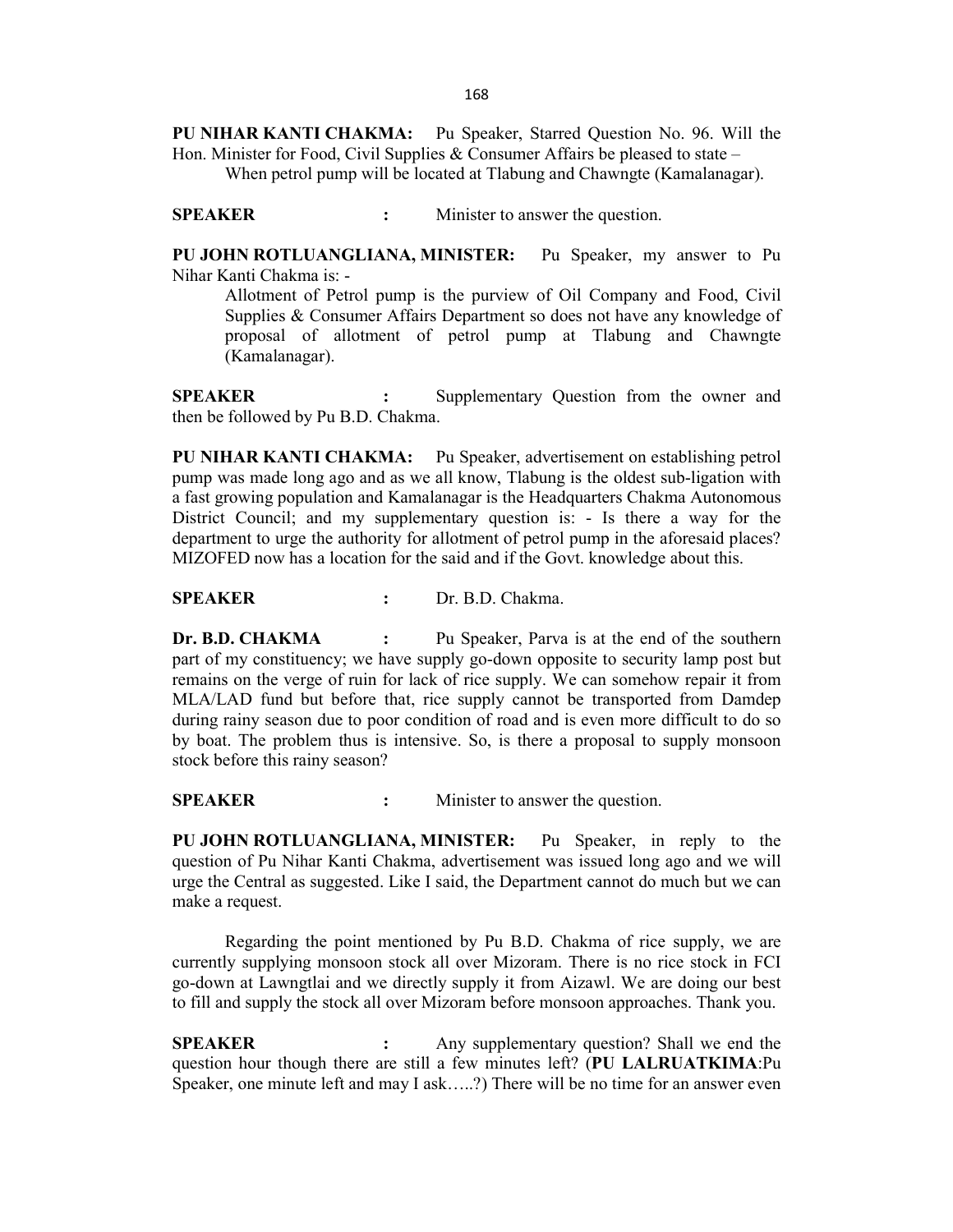**PU NIHAR KANTI CHAKMA:** Pu Speaker, Starred Question No. 96. Will the Hon. Minister for Food, Civil Supplies & Consumer Affairs be pleased to state –

When petrol pump will be located at Tlabung and Chawngte (Kamalanagar).

**SPEAKER :** Minister to answer the question.

**PU JOHN ROTLUANGLIANA, MINISTER:** Pu Speaker, my answer to Pu Nihar Kanti Chakma is: -

> Allotment of Petrol pump is the purview of Oil Company and Food, Civil Supplies & Consumer Affairs Department so does not have any knowledge of proposal of allotment of petrol pump at Tlabung and Chawngte (Kamalanagar).

**SPEAKER :** Supplementary Question from the owner and then be followed by Pu B.D. Chakma.

**PU NIHAR KANTI CHAKMA:** Pu Speaker, advertisement on establishing petrol pump was made long ago and as we all know, Tlabung is the oldest sub-ligation with a fast growing population and Kamalanagar is the Headquarters Chakma Autonomous District Council; and my supplementary question is: - Is there a way for the department to urge the authority for allotment of petrol pump in the aforesaid places? MIZOFED now has a location for the said and if the Govt. knowledge about this.

**SPEAKER :** Dr. B.D. Chakma.

**Dr. B.D. CHAKMA :** Pu Speaker, Parva is at the end of the southern part of my constituency; we have supply go-down opposite to security lamp post but remains on the verge of ruin for lack of rice supply. We can somehow repair it from MLA/LAD fund but before that, rice supply cannot be transported from Damdep during rainy season due to poor condition of road and is even more difficult to do so by boat. The problem thus is intensive. So, is there a proposal to supply monsoon stock before this rainy season?

**SPEAKER :** Minister to answer the question.

**PU JOHN ROTLUANGLIANA, MINISTER:** Pu Speaker, in reply to the question of Pu Nihar Kanti Chakma, advertisement was issued long ago and we will urge the Central as suggested. Like I said, the Department cannot do much but we can make a request.

Regarding the point mentioned by Pu B.D. Chakma of rice supply, we are currently supplying monsoon stock all over Mizoram. There is no rice stock in FCI go-down at Lawngtlai and we directly supply it from Aizawl. We are doing our best to fill and supply the stock all over Mizoram before monsoon approaches. Thank you.

**SPEAKER :** Any supplementary question? Shall we end the question hour though there are still a few minutes left? (**PU LALRUATKIMA**:Pu Speaker, one minute left and may I ask…..?) There will be no time for an answer even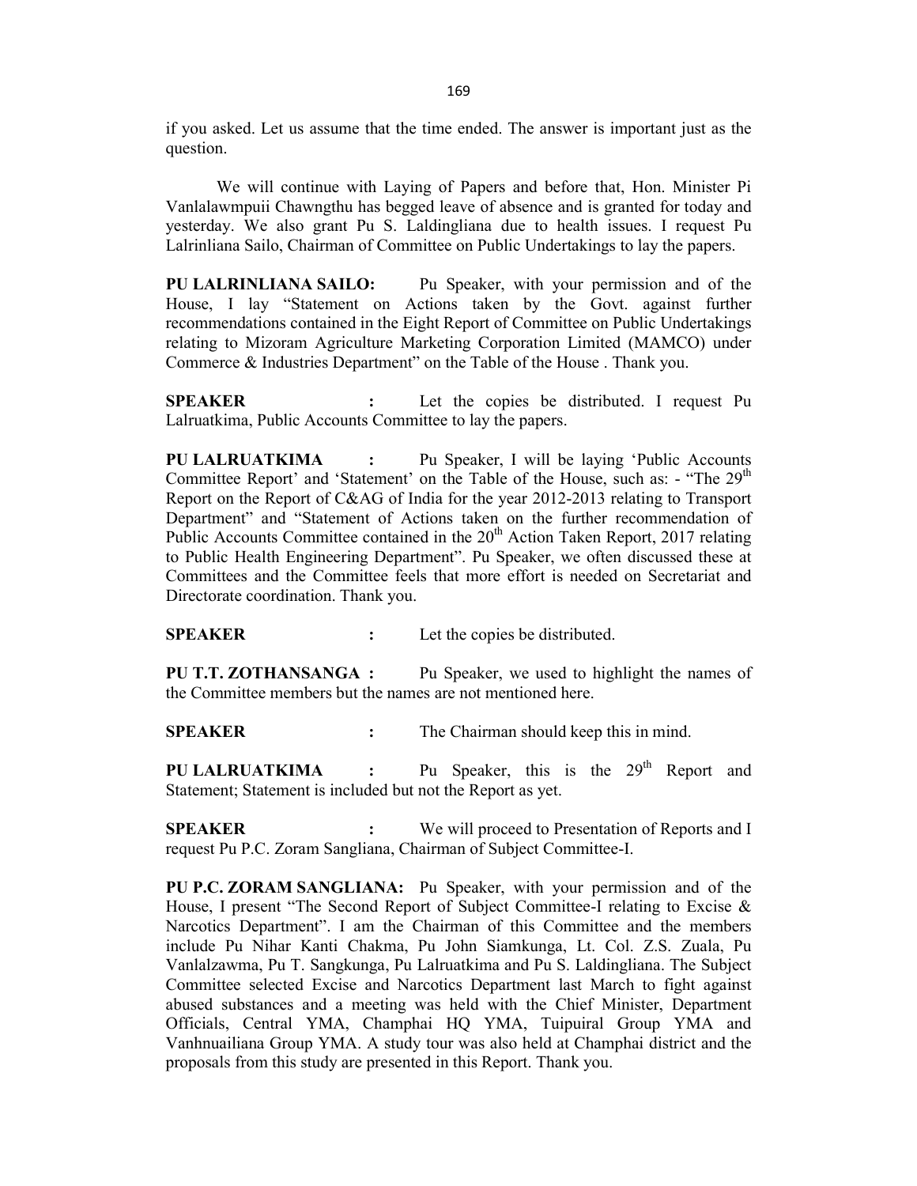if you asked. Let us assume that the time ended. The answer is important just as the question.

We will continue with Laying of Papers and before that, Hon. Minister Pi Vanlalawmpuii Chawngthu has begged leave of absence and is granted for today and yesterday. We also grant Pu S. Laldingliana due to health issues. I request Pu Lalrinliana Sailo, Chairman of Committee on Public Undertakings to lay the papers.

**PU LALRINLIANA SAILO:** Pu Speaker, with your permission and of the House, I lay "Statement on Actions taken by the Govt. against further recommendations contained in the Eight Report of Committee on Public Undertakings relating to Mizoram Agriculture Marketing Corporation Limited (MAMCO) under Commerce & Industries Department" on the Table of the House . Thank you.

**SPEAKER :** Let the copies be distributed. I request Pu Lalruatkima, Public Accounts Committee to lay the papers.

**PU LALRUATKIMA :** Pu Speaker, I will be laying 'Public Accounts Committee Report' and 'Statement' on the Table of the House, such as: - "The 29th Report on the Report of C&AG of India for the year 2012-2013 relating to Transport Department" and "Statement of Actions taken on the further recommendation of Public Accounts Committee contained in the 20th Action Taken Report, 2017 relating to Public Health Engineering Department". Pu Speaker, we often discussed these at Committees and the Committee feels that more effort is needed on Secretariat and Directorate coordination. Thank you.

**SPEAKER :** Let the copies be distributed.

**PU T.T. ZOTHANSANGA :** Pu Speaker, we used to highlight the names of the Committee members but the names are not mentioned here.

**SPEAKER :** The Chairman should keep this in mind.

**PU LALRUATKIMA :** Pu Speaker, this is the 29th Report and Statement; Statement is included but not the Report as yet.

**SPEAKER :** We will proceed to Presentation of Reports and I request Pu P.C. Zoram Sangliana, Chairman of Subject Committee-I.

**PU P.C. ZORAM SANGLIANA:** Pu Speaker, with your permission and of the House, I present "The Second Report of Subject Committee-I relating to Excise & Narcotics Department". I am the Chairman of this Committee and the members include Pu Nihar Kanti Chakma, Pu John Siamkunga, Lt. Col. Z.S. Zuala, Pu Vanlalzawma, Pu T. Sangkunga, Pu Lalruatkima and Pu S. Laldingliana. The Subject Committee selected Excise and Narcotics Department last March to fight against abused substances and a meeting was held with the Chief Minister, Department Officials, Central YMA, Champhai HQ YMA, Tuipuiral Group YMA and Vanhnuailiana Group YMA. A study tour was also held at Champhai district and the proposals from this study are presented in this Report. Thank you.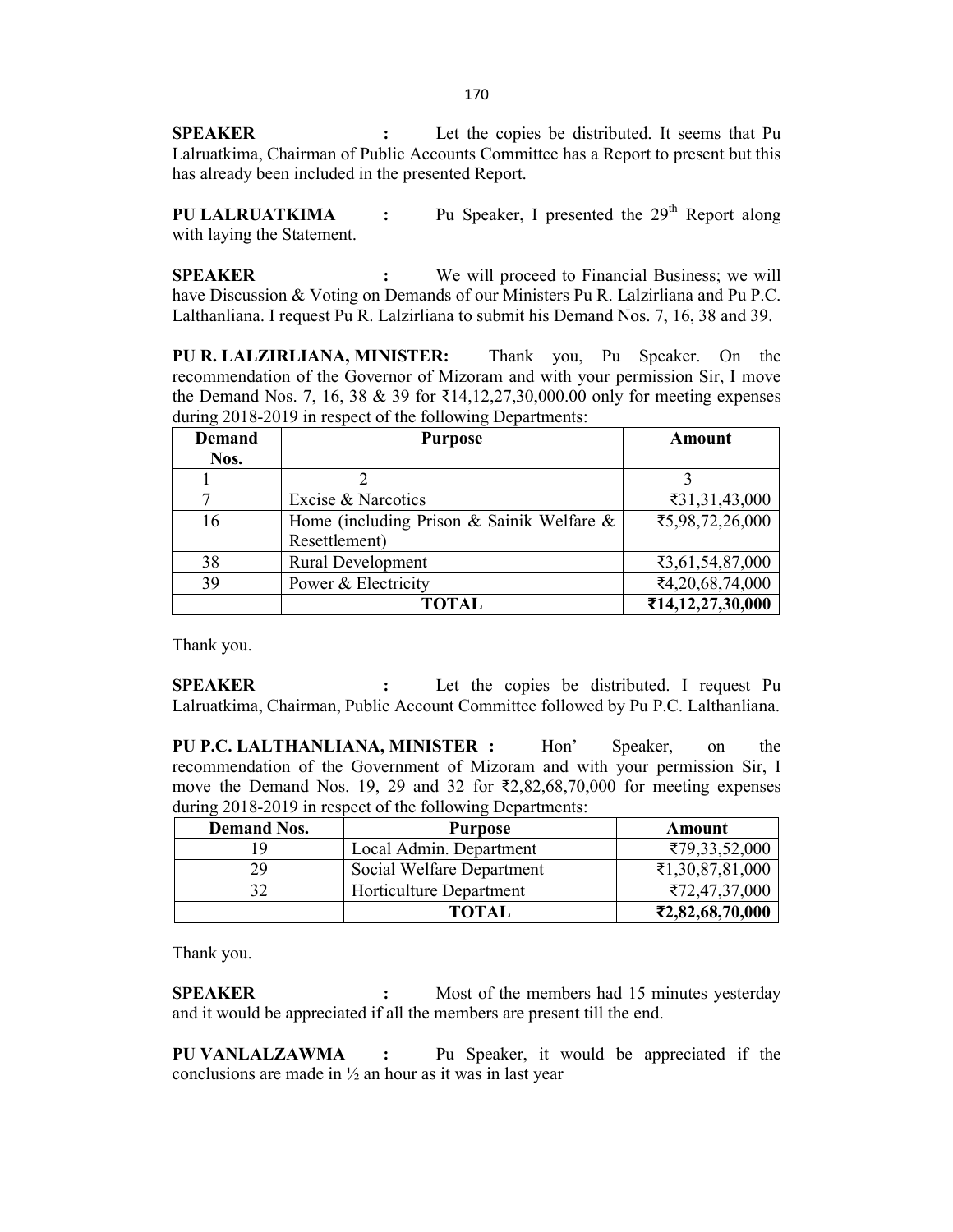**SPEAKER :** Let the copies be distributed. It seems that Pu Lalruatkima, Chairman of Public Accounts Committee has a Report to present but this has already been included in the presented Report.

**PU LALRUATKIMA :** Pu Speaker, I presented the 29th Report along with laying the Statement.

**SPEAKER :** We will proceed to Financial Business; we will have Discussion & Voting on Demands of our Ministers Pu R. Lalzirliana and Pu P.C. Lalthanliana. I request Pu R. Lalzirliana to submit his Demand Nos. 7, 16, 38 and 39.

**PU R. LALZIRLIANA, MINISTER:** Thank you, Pu Speaker. On the recommendation of the Governor of Mizoram and with your permission Sir, I move the Demand Nos. 7, 16, 38 & 39 for ₹14,12,27,30,000.00 only for meeting expenses during 2018-2019 in respect of the following Departments:

| Demand Nos. | Purpose | Amount |
|---|---|---|
| 1 | 2 | 3 |
| 7 | Excise & Narcotics | ₹31,31,43,000 |
| 16 | Home (including Prison & Sainik Welfare & Resettlement) | ₹5,98,72,26,000 |
| 38 | Rural Development | ₹3,61,54,87,000 |
| 39 | Power & Electricity | ₹4,20,68,74,000 |
| | **TOTAL** | **₹14,12,27,30,000** |

Thank you.

**SPEAKER :** Let the copies be distributed. I request Pu Lalruatkima, Chairman, Public Account Committee followed by Pu P.C. Lalthanliana.

**PU P.C. LALTHANLIANA, MINISTER :** Hon' Speaker, on the recommendation of the Government of Mizoram and with your permission Sir, I move the Demand Nos. 19, 29 and 32 for ₹2,82,68,70,000 for meeting expenses during 2018-2019 in respect of the following Departments:

| Demand Nos. | Purpose | Amount |
|---|---|---|
| 19 | Local Admin. Department | ₹79,33,52,000 |
| 29 | Social Welfare Department | ₹1,30,87,81,000 |
| 32 | Horticulture Department | ₹72,47,37,000 |
| | **TOTAL** | **₹2,82,68,70,000** |

Thank you.

**SPEAKER :** Most of the members had 15 minutes yesterday and it would be appreciated if all the members are present till the end.

**PU VANLALZAWMA :** Pu Speaker, it would be appreciated if the conclusions are made in ½ an hour as it was in last year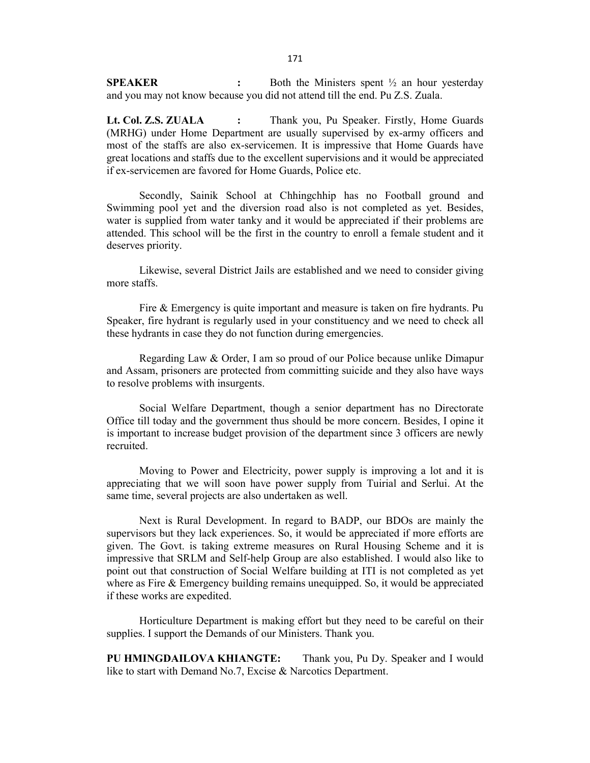**SPEAKER** : Both the Ministers spent ½ an hour yesterday and you may not know because you did not attend till the end. Pu Z.S. Zuala.

**Lt. Col. Z.S. ZUALA** : Thank you, Pu Speaker. Firstly, Home Guards (MRHG) under Home Department are usually supervised by ex-army officers and most of the staffs are also ex-servicemen. It is impressive that Home Guards have great locations and staffs due to the excellent supervisions and it would be appreciated if ex-servicemen are favored for Home Guards, Police etc.

Secondly, Sainik School at Chhingchhip has no Football ground and Swimming pool yet and the diversion road also is not completed as yet. Besides, water is supplied from water tanky and it would be appreciated if their problems are attended. This school will be the first in the country to enroll a female student and it deserves priority.

Likewise, several District Jails are established and we need to consider giving more staffs.

Fire & Emergency is quite important and measure is taken on fire hydrants. Pu Speaker, fire hydrant is regularly used in your constituency and we need to check all these hydrants in case they do not function during emergencies.

Regarding Law & Order, I am so proud of our Police because unlike Dimapur and Assam, prisoners are protected from committing suicide and they also have ways to resolve problems with insurgents.

Social Welfare Department, though a senior department has no Directorate Office till today and the government thus should be more concern. Besides, I opine it is important to increase budget provision of the department since 3 officers are newly recruited.

Moving to Power and Electricity, power supply is improving a lot and it is appreciating that we will soon have power supply from Tuirial and Serlui. At the same time, several projects are also undertaken as well.

Next is Rural Development. In regard to BADP, our BDOs are mainly the supervisors but they lack experiences. So, it would be appreciated if more efforts are given. The Govt. is taking extreme measures on Rural Housing Scheme and it is impressive that SRLM and Self-help Group are also established. I would also like to point out that construction of Social Welfare building at ITI is not completed as yet where as Fire & Emergency building remains unequipped. So, it would be appreciated if these works are expedited.

Horticulture Department is making effort but they need to be careful on their supplies. I support the Demands of our Ministers. Thank you.

**PU HMINGDAILOVA KHIANGTE:** Thank you, Pu Dy. Speaker and I would like to start with Demand No.7, Excise & Narcotics Department.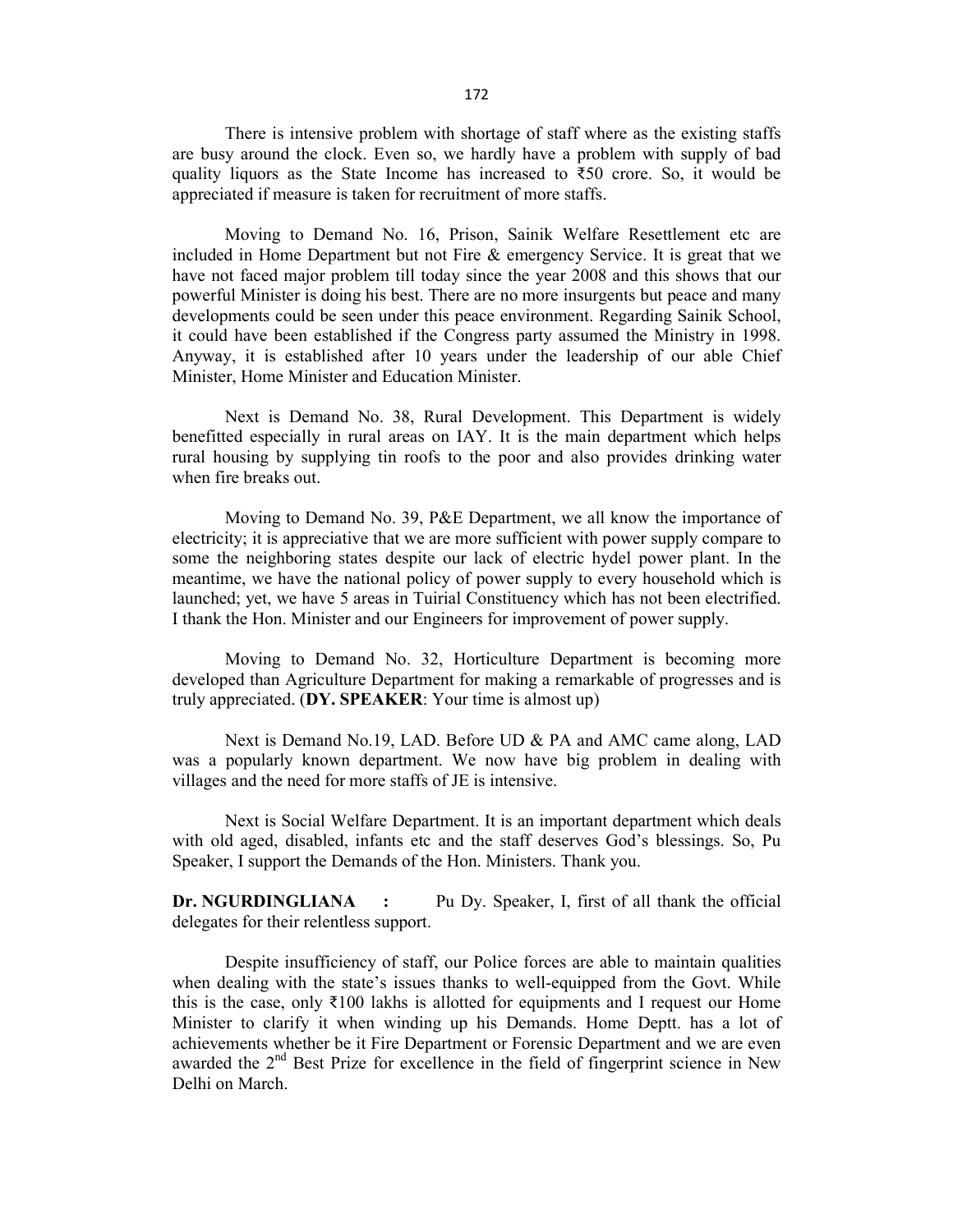There is intensive problem with shortage of staff where as the existing staffs are busy around the clock. Even so, we hardly have a problem with supply of bad quality liquors as the State Income has increased to ₹50 crore. So, it would be appreciated if measure is taken for recruitment of more staffs.

Moving to Demand No. 16, Prison, Sainik Welfare Resettlement etc are included in Home Department but not Fire & emergency Service. It is great that we have not faced major problem till today since the year 2008 and this shows that our powerful Minister is doing his best. There are no more insurgents but peace and many developments could be seen under this peace environment. Regarding Sainik School, it could have been established if the Congress party assumed the Ministry in 1998. Anyway, it is established after 10 years under the leadership of our able Chief Minister, Home Minister and Education Minister.

Next is Demand No. 38, Rural Development. This Department is widely benefitted especially in rural areas on IAY. It is the main department which helps rural housing by supplying tin roofs to the poor and also provides drinking water when fire breaks out.

Moving to Demand No. 39, P&E Department, we all know the importance of electricity; it is appreciative that we are more sufficient with power supply compare to some the neighboring states despite our lack of electric hydel power plant. In the meantime, we have the national policy of power supply to every household which is launched; yet, we have 5 areas in Tuirial Constituency which has not been electrified. I thank the Hon. Minister and our Engineers for improvement of power supply.

Moving to Demand No. 32, Horticulture Department is becoming more developed than Agriculture Department for making a remarkable of progresses and is truly appreciated. (**DY. SPEAKER**: Your time is almost up)

Next is Demand No.19, LAD. Before UD & PA and AMC came along, LAD was a popularly known department. We now have big problem in dealing with villages and the need for more staffs of JE is intensive.

Next is Social Welfare Department. It is an important department which deals with old aged, disabled, infants etc and the staff deserves God's blessings. So, Pu Speaker, I support the Demands of the Hon. Ministers. Thank you.

**Dr. NGURDINGLIANA :** Pu Dy. Speaker, I, first of all thank the official delegates for their relentless support.

Despite insufficiency of staff, our Police forces are able to maintain qualities when dealing with the state's issues thanks to well-equipped from the Govt. While this is the case, only ₹100 lakhs is allotted for equipments and I request our Home Minister to clarify it when winding up his Demands. Home Deptt. has a lot of achievements whether be it Fire Department or Forensic Department and we are even awarded the 2nd Best Prize for excellence in the field of fingerprint science in New Delhi on March.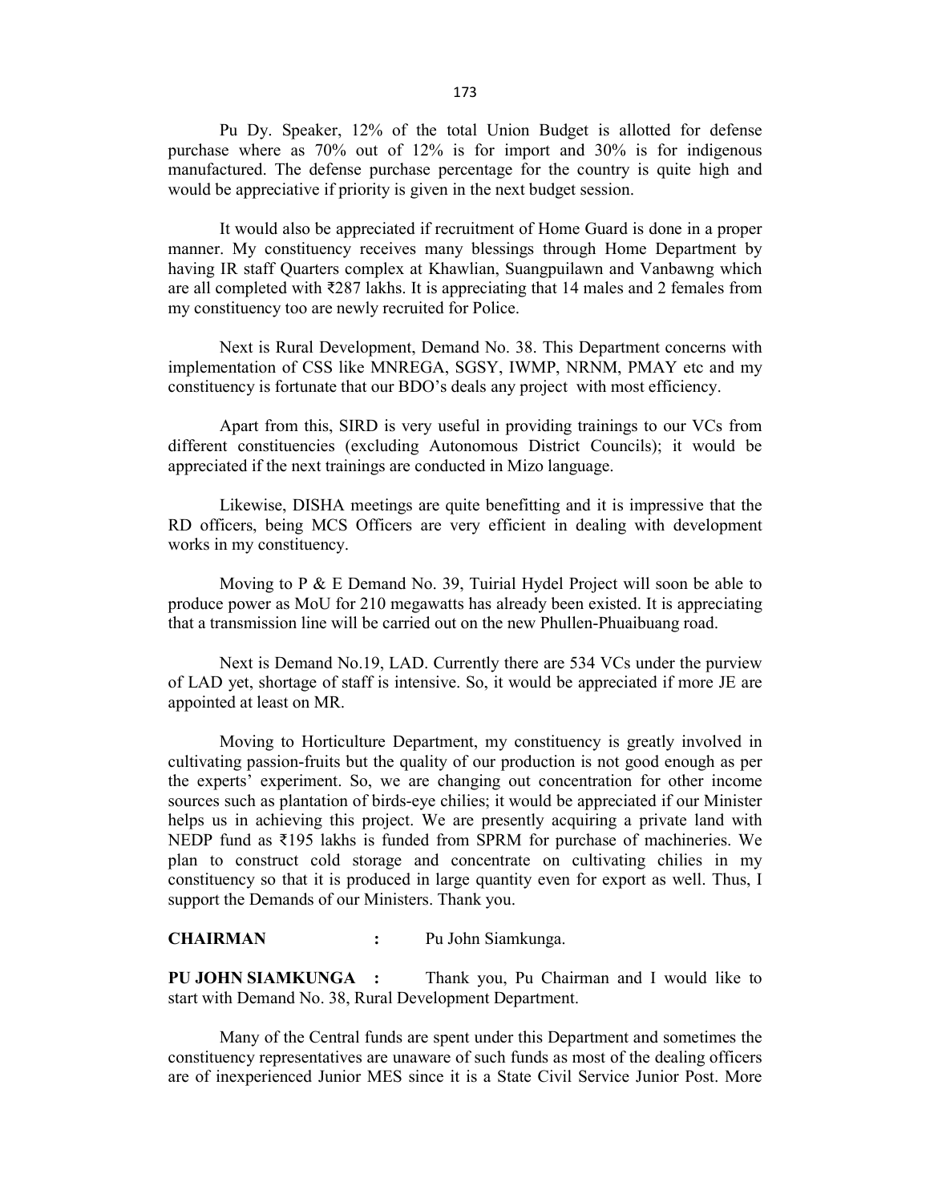Pu Dy. Speaker, 12% of the total Union Budget is allotted for defense purchase where as 70% out of 12% is for import and 30% is for indigenous manufactured. The defense purchase percentage for the country is quite high and would be appreciative if priority is given in the next budget session.

It would also be appreciated if recruitment of Home Guard is done in a proper manner. My constituency receives many blessings through Home Department by having IR staff Quarters complex at Khawlian, Suangpuilawn and Vanbawng which are all completed with ₹287 lakhs. It is appreciating that 14 males and 2 females from my constituency too are newly recruited for Police.

Next is Rural Development, Demand No. 38. This Department concerns with implementation of CSS like MNREGA, SGSY, IWMP, NRNM, PMAY etc and my constituency is fortunate that our BDO's deals any project with most efficiency.

Apart from this, SIRD is very useful in providing trainings to our VCs from different constituencies (excluding Autonomous District Councils); it would be appreciated if the next trainings are conducted in Mizo language.

Likewise, DISHA meetings are quite benefitting and it is impressive that the RD officers, being MCS Officers are very efficient in dealing with development works in my constituency.

Moving to P & E Demand No. 39, Tuirial Hydel Project will soon be able to produce power as MoU for 210 megawatts has already been existed. It is appreciating that a transmission line will be carried out on the new Phullen-Phuaibuang road.

Next is Demand No.19, LAD. Currently there are 534 VCs under the purview of LAD yet, shortage of staff is intensive. So, it would be appreciated if more JE are appointed at least on MR.

Moving to Horticulture Department, my constituency is greatly involved in cultivating passion-fruits but the quality of our production is not good enough as per the experts' experiment. So, we are changing out concentration for other income sources such as plantation of birds-eye chilies; it would be appreciated if our Minister helps us in achieving this project. We are presently acquiring a private land with NEDP fund as ₹195 lakhs is funded from SPRM for purchase of machineries. We plan to construct cold storage and concentrate on cultivating chilies in my constituency so that it is produced in large quantity even for export as well. Thus, I support the Demands of our Ministers. Thank you.

**CHAIRMAN :** Pu John Siamkunga.

**PU JOHN SIAMKUNGA :** Thank you, Pu Chairman and I would like to start with Demand No. 38, Rural Development Department.

Many of the Central funds are spent under this Department and sometimes the constituency representatives are unaware of such funds as most of the dealing officers are of inexperienced Junior MES since it is a State Civil Service Junior Post. More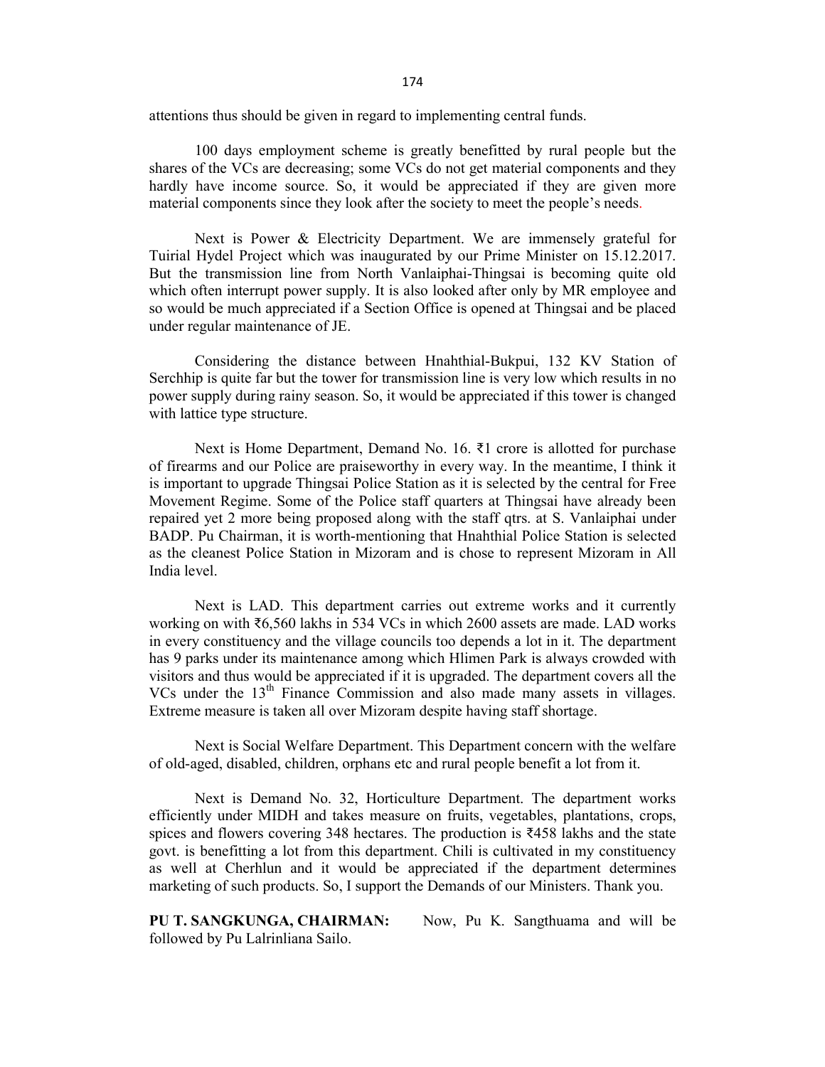attentions thus should be given in regard to implementing central funds.

100 days employment scheme is greatly benefitted by rural people but the shares of the VCs are decreasing; some VCs do not get material components and they hardly have income source. So, it would be appreciated if they are given more material components since they look after the society to meet the people's needs.

Next is Power & Electricity Department. We are immensely grateful for Tuirial Hydel Project which was inaugurated by our Prime Minister on 15.12.2017. But the transmission line from North Vanlaiphai-Thingsai is becoming quite old which often interrupt power supply. It is also looked after only by MR employee and so would be much appreciated if a Section Office is opened at Thingsai and be placed under regular maintenance of JE.

Considering the distance between Hnahthial-Bukpui, 132 KV Station of Serchhip is quite far but the tower for transmission line is very low which results in no power supply during rainy season. So, it would be appreciated if this tower is changed with lattice type structure.

Next is Home Department, Demand No. 16. ₹1 crore is allotted for purchase of firearms and our Police are praiseworthy in every way. In the meantime, I think it is important to upgrade Thingsai Police Station as it is selected by the central for Free Movement Regime. Some of the Police staff quarters at Thingsai have already been repaired yet 2 more being proposed along with the staff qtrs. at S. Vanlaiphai under BADP. Pu Chairman, it is worth-mentioning that Hnahthial Police Station is selected as the cleanest Police Station in Mizoram and is chose to represent Mizoram in All India level.

Next is LAD. This department carries out extreme works and it currently working on with ₹6,560 lakhs in 534 VCs in which 2600 assets are made. LAD works in every constituency and the village councils too depends a lot in it. The department has 9 parks under its maintenance among which Hlimen Park is always crowded with visitors and thus would be appreciated if it is upgraded. The department covers all the VCs under the 13th Finance Commission and also made many assets in villages. Extreme measure is taken all over Mizoram despite having staff shortage.

Next is Social Welfare Department. This Department concern with the welfare of old-aged, disabled, children, orphans etc and rural people benefit a lot from it.

Next is Demand No. 32, Horticulture Department. The department works efficiently under MIDH and takes measure on fruits, vegetables, plantations, crops, spices and flowers covering 348 hectares. The production is ₹458 lakhs and the state govt. is benefitting a lot from this department. Chili is cultivated in my constituency as well at Cherhlun and it would be appreciated if the department determines marketing of such products. So, I support the Demands of our Ministers. Thank you.

**PU T. SANGKUNGA, CHAIRMAN:** Now, Pu K. Sangthuama and will be followed by Pu Lalrinliana Sailo.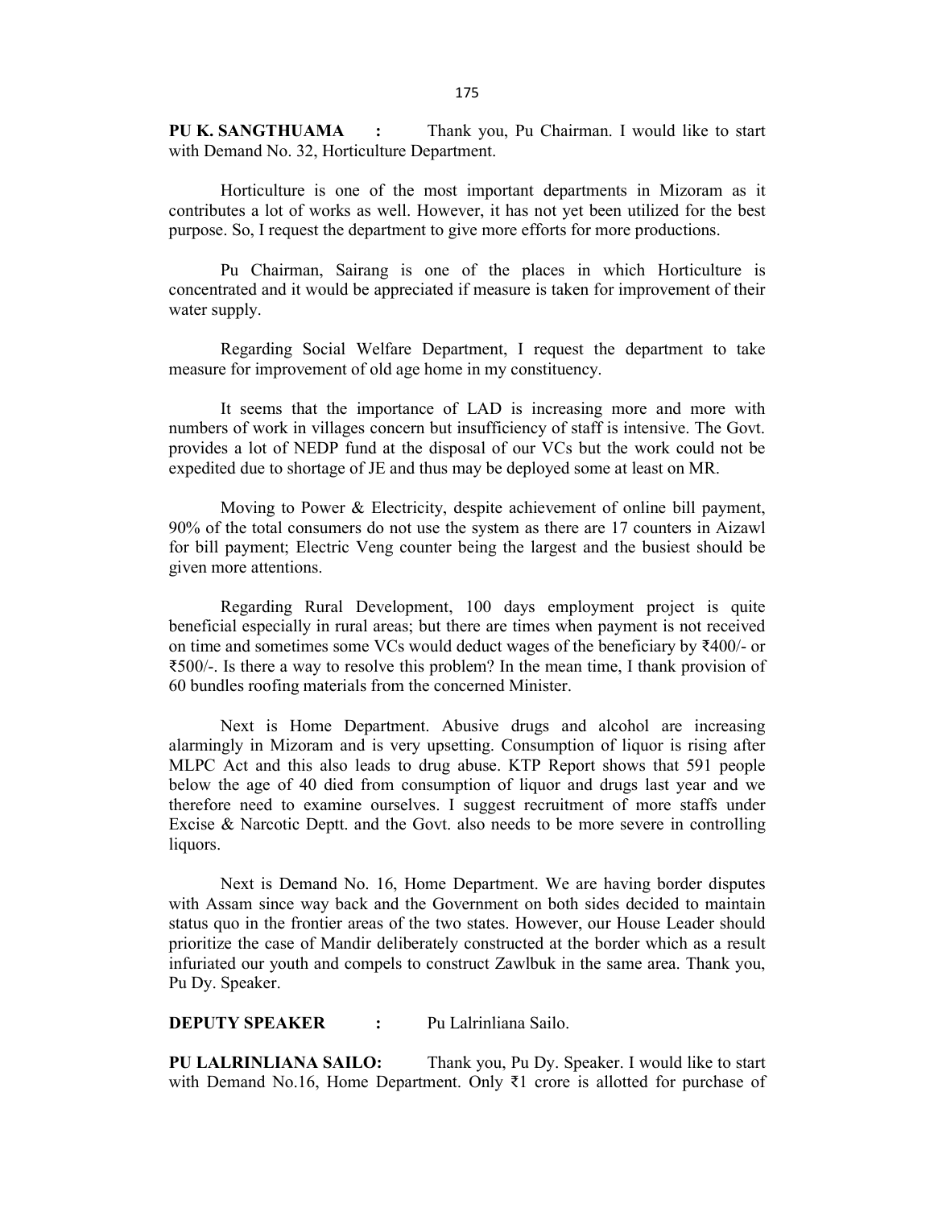**PU K. SANGTHUAMA :** Thank you, Pu Chairman. I would like to start with Demand No. 32, Horticulture Department.

Horticulture is one of the most important departments in Mizoram as it contributes a lot of works as well. However, it has not yet been utilized for the best purpose. So, I request the department to give more efforts for more productions.

Pu Chairman, Sairang is one of the places in which Horticulture is concentrated and it would be appreciated if measure is taken for improvement of their water supply.

Regarding Social Welfare Department, I request the department to take measure for improvement of old age home in my constituency.

It seems that the importance of LAD is increasing more and more with numbers of work in villages concern but insufficiency of staff is intensive. The Govt. provides a lot of NEDP fund at the disposal of our VCs but the work could not be expedited due to shortage of JE and thus may be deployed some at least on MR.

Moving to Power & Electricity, despite achievement of online bill payment, 90% of the total consumers do not use the system as there are 17 counters in Aizawl for bill payment; Electric Veng counter being the largest and the busiest should be given more attentions.

Regarding Rural Development, 100 days employment project is quite beneficial especially in rural areas; but there are times when payment is not received on time and sometimes some VCs would deduct wages of the beneficiary by ₹400/- or ₹500/-. Is there a way to resolve this problem? In the mean time, I thank provision of 60 bundles roofing materials from the concerned Minister.

Next is Home Department. Abusive drugs and alcohol are increasing alarmingly in Mizoram and is very upsetting. Consumption of liquor is rising after MLPC Act and this also leads to drug abuse. KTP Report shows that 591 people below the age of 40 died from consumption of liquor and drugs last year and we therefore need to examine ourselves. I suggest recruitment of more staffs under Excise & Narcotic Deptt. and the Govt. also needs to be more severe in controlling liquors.

Next is Demand No. 16, Home Department. We are having border disputes with Assam since way back and the Government on both sides decided to maintain status quo in the frontier areas of the two states. However, our House Leader should prioritize the case of Mandir deliberately constructed at the border which as a result infuriated our youth and compels to construct Zawlbuk in the same area. Thank you, Pu Dy. Speaker.

**DEPUTY SPEAKER :** Pu Lalrinliana Sailo.

**PU LALRINLIANA SAILO:** Thank you, Pu Dy. Speaker. I would like to start with Demand No.16, Home Department. Only ₹1 crore is allotted for purchase of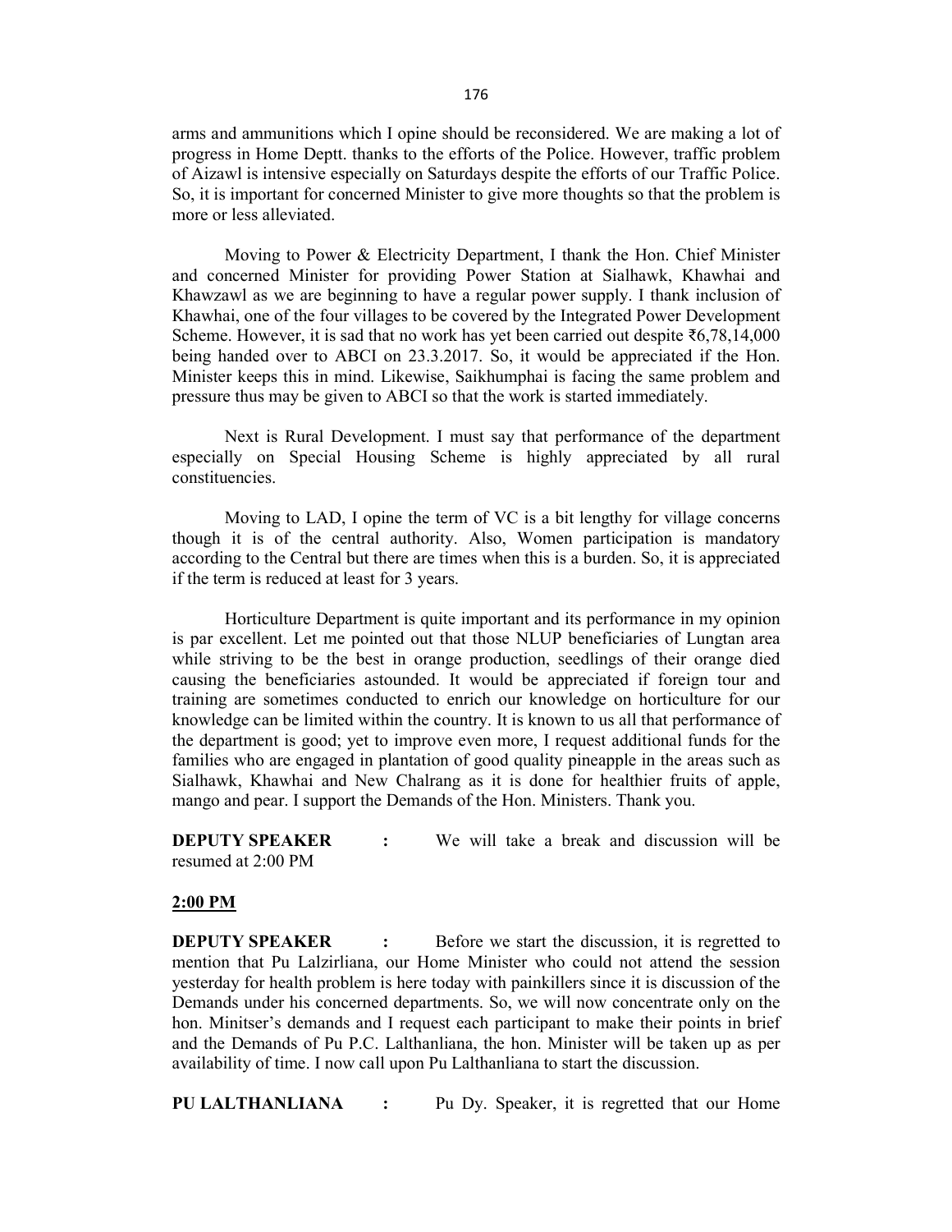arms and ammunitions which I opine should be reconsidered. We are making a lot of progress in Home Deptt. thanks to the efforts of the Police. However, traffic problem of Aizawl is intensive especially on Saturdays despite the efforts of our Traffic Police. So, it is important for concerned Minister to give more thoughts so that the problem is more or less alleviated.

Moving to Power & Electricity Department, I thank the Hon. Chief Minister and concerned Minister for providing Power Station at Sialhawk, Khawhai and Khawzawl as we are beginning to have a regular power supply. I thank inclusion of Khawhai, one of the four villages to be covered by the Integrated Power Development Scheme. However, it is sad that no work has yet been carried out despite ₹6,78,14,000 being handed over to ABCI on 23.3.2017. So, it would be appreciated if the Hon. Minister keeps this in mind. Likewise, Saikhumphai is facing the same problem and pressure thus may be given to ABCI so that the work is started immediately.

Next is Rural Development. I must say that performance of the department especially on Special Housing Scheme is highly appreciated by all rural constituencies.

Moving to LAD, I opine the term of VC is a bit lengthy for village concerns though it is of the central authority. Also, Women participation is mandatory according to the Central but there are times when this is a burden. So, it is appreciated if the term is reduced at least for 3 years.

Horticulture Department is quite important and its performance in my opinion is par excellent. Let me pointed out that those NLUP beneficiaries of Lungtan area while striving to be the best in orange production, seedlings of their orange died causing the beneficiaries astounded. It would be appreciated if foreign tour and training are sometimes conducted to enrich our knowledge on horticulture for our knowledge can be limited within the country. It is known to us all that performance of the department is good; yet to improve even more, I request additional funds for the families who are engaged in plantation of good quality pineapple in the areas such as Sialhawk, Khawhai and New Chalrang as it is done for healthier fruits of apple, mango and pear. I support the Demands of the Hon. Ministers. Thank you.

**DEPUTY SPEAKER :** We will take a break and discussion will be resumed at 2:00 PM

**2:00 PM**

**DEPUTY SPEAKER :** Before we start the discussion, it is regretted to mention that Pu Lalzirliana, our Home Minister who could not attend the session yesterday for health problem is here today with painkillers since it is discussion of the Demands under his concerned departments. So, we will now concentrate only on the hon. Minitser's demands and I request each participant to make their points in brief and the Demands of Pu P.C. Lalthanliana, the hon. Minister will be taken up as per availability of time. I now call upon Pu Lalthanliana to start the discussion.

**PU LALTHANLIANA :** Pu Dy. Speaker, it is regretted that our Home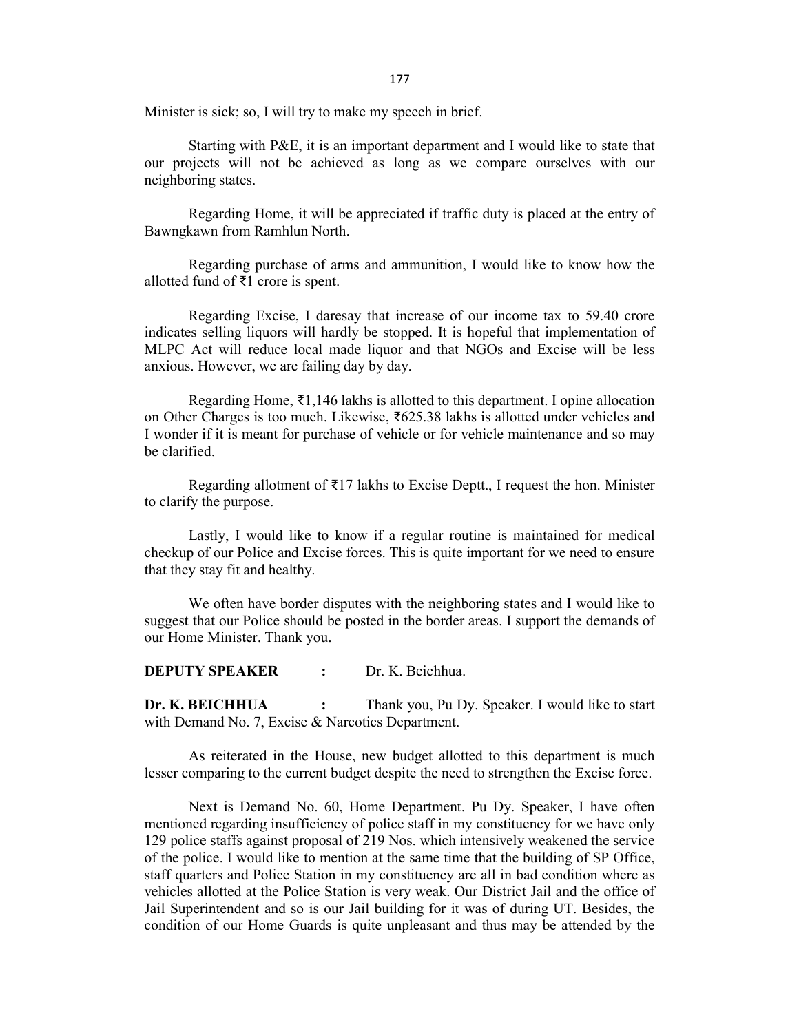Minister is sick; so, I will try to make my speech in brief.

Starting with P&E, it is an important department and I would like to state that our projects will not be achieved as long as we compare ourselves with our neighboring states.

Regarding Home, it will be appreciated if traffic duty is placed at the entry of Bawngkawn from Ramhlun North.

Regarding purchase of arms and ammunition, I would like to know how the allotted fund of ₹1 crore is spent.

Regarding Excise, I daresay that increase of our income tax to 59.40 crore indicates selling liquors will hardly be stopped. It is hopeful that implementation of MLPC Act will reduce local made liquor and that NGOs and Excise will be less anxious. However, we are failing day by day.

Regarding Home, ₹1,146 lakhs is allotted to this department. I opine allocation on Other Charges is too much. Likewise, ₹625.38 lakhs is allotted under vehicles and I wonder if it is meant for purchase of vehicle or for vehicle maintenance and so may be clarified.

Regarding allotment of ₹17 lakhs to Excise Deptt., I request the hon. Minister to clarify the purpose.

Lastly, I would like to know if a regular routine is maintained for medical checkup of our Police and Excise forces. This is quite important for we need to ensure that they stay fit and healthy.

We often have border disputes with the neighboring states and I would like to suggest that our Police should be posted in the border areas. I support the demands of our Home Minister. Thank you.

**DEPUTY SPEAKER :** Dr. K. Beichhua.

**Dr. K. BEICHHUA :** Thank you, Pu Dy. Speaker. I would like to start with Demand No. 7, Excise & Narcotics Department.

As reiterated in the House, new budget allotted to this department is much lesser comparing to the current budget despite the need to strengthen the Excise force.

Next is Demand No. 60, Home Department. Pu Dy. Speaker, I have often mentioned regarding insufficiency of police staff in my constituency for we have only 129 police staffs against proposal of 219 Nos. which intensively weakened the service of the police. I would like to mention at the same time that the building of SP Office, staff quarters and Police Station in my constituency are all in bad condition where as vehicles allotted at the Police Station is very weak. Our District Jail and the office of Jail Superintendent and so is our Jail building for it was of during UT. Besides, the condition of our Home Guards is quite unpleasant and thus may be attended by the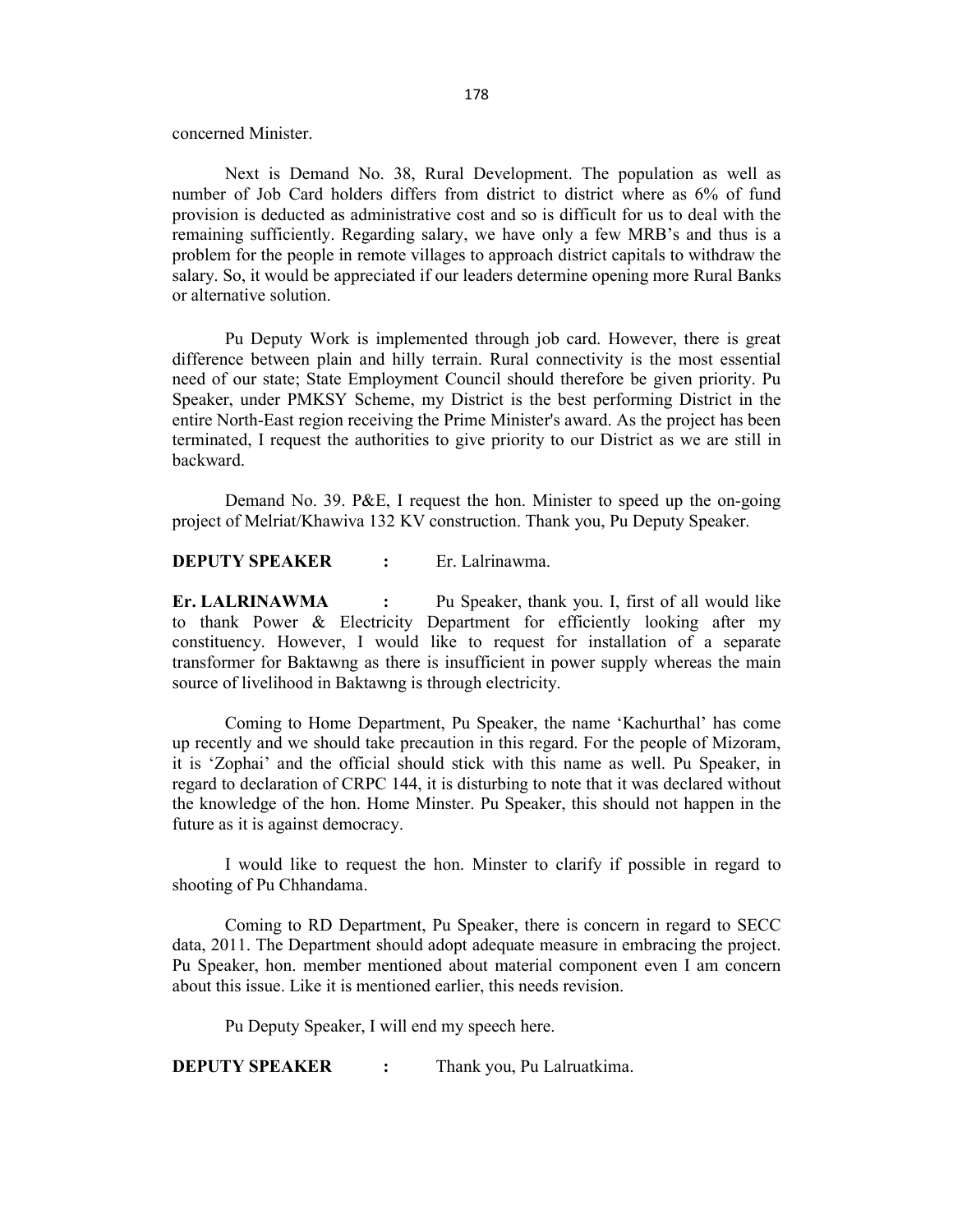concerned Minister.

Next is Demand No. 38, Rural Development. The population as well as number of Job Card holders differs from district to district where as 6% of fund provision is deducted as administrative cost and so is difficult for us to deal with the remaining sufficiently. Regarding salary, we have only a few MRB's and thus is a problem for the people in remote villages to approach district capitals to withdraw the salary. So, it would be appreciated if our leaders determine opening more Rural Banks or alternative solution.

Pu Deputy Work is implemented through job card. However, there is great difference between plain and hilly terrain. Rural connectivity is the most essential need of our state; State Employment Council should therefore be given priority. Pu Speaker, under PMKSY Scheme, my District is the best performing District in the entire North-East region receiving the Prime Minister's award. As the project has been terminated, I request the authorities to give priority to our District as we are still in backward.

Demand No. 39. P&E, I request the hon. Minister to speed up the on-going project of Melriat/Khawiva 132 KV construction. Thank you, Pu Deputy Speaker.

**DEPUTY SPEAKER :** Er. Lalrinawma.

**Er. LALRINAWMA :** Pu Speaker, thank you. I, first of all would like to thank Power & Electricity Department for efficiently looking after my constituency. However, I would like to request for installation of a separate transformer for Baktawng as there is insufficient in power supply whereas the main source of livelihood in Baktawng is through electricity.

Coming to Home Department, Pu Speaker, the name 'Kachurthal' has come up recently and we should take precaution in this regard. For the people of Mizoram, it is 'Zophai' and the official should stick with this name as well. Pu Speaker, in regard to declaration of CRPC 144, it is disturbing to note that it was declared without the knowledge of the hon. Home Minster. Pu Speaker, this should not happen in the future as it is against democracy.

I would like to request the hon. Minster to clarify if possible in regard to shooting of Pu Chhandama.

Coming to RD Department, Pu Speaker, there is concern in regard to SECC data, 2011. The Department should adopt adequate measure in embracing the project. Pu Speaker, hon. member mentioned about material component even I am concern about this issue. Like it is mentioned earlier, this needs revision.

Pu Deputy Speaker, I will end my speech here.

**DEPUTY SPEAKER :** Thank you, Pu Lalruatkima.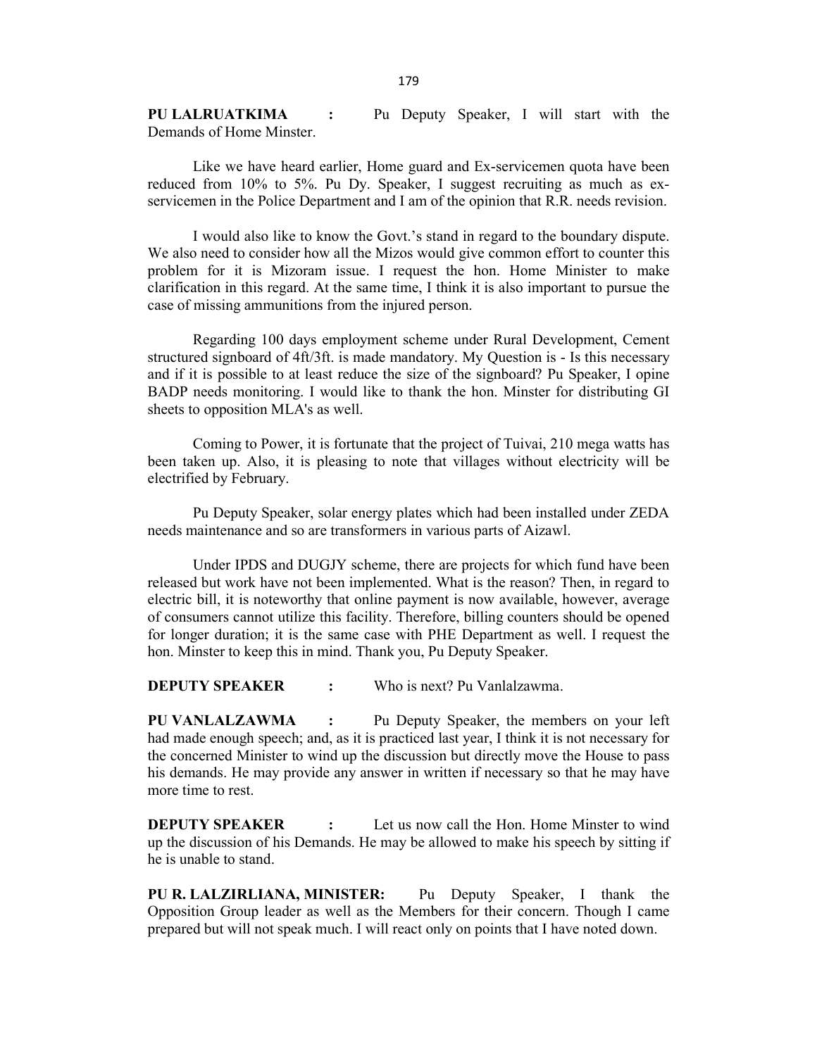**PU LALRUATKIMA :** Pu Deputy Speaker, I will start with the Demands of Home Minster.

Like we have heard earlier, Home guard and Ex-servicemen quota have been reduced from 10% to 5%. Pu Dy. Speaker, I suggest recruiting as much as ex-servicemen in the Police Department and I am of the opinion that R.R. needs revision.

I would also like to know the Govt.'s stand in regard to the boundary dispute. We also need to consider how all the Mizos would give common effort to counter this problem for it is Mizoram issue. I request the hon. Home Minister to make clarification in this regard. At the same time, I think it is also important to pursue the case of missing ammunitions from the injured person.

Regarding 100 days employment scheme under Rural Development, Cement structured signboard of 4ft/3ft. is made mandatory. My Question is - Is this necessary and if it is possible to at least reduce the size of the signboard? Pu Speaker, I opine BADP needs monitoring. I would like to thank the hon. Minster for distributing GI sheets to opposition MLA's as well.

Coming to Power, it is fortunate that the project of Tuivai, 210 mega watts has been taken up. Also, it is pleasing to note that villages without electricity will be electrified by February.

Pu Deputy Speaker, solar energy plates which had been installed under ZEDA needs maintenance and so are transformers in various parts of Aizawl.

Under IPDS and DUGJY scheme, there are projects for which fund have been released but work have not been implemented. What is the reason? Then, in regard to electric bill, it is noteworthy that online payment is now available, however, average of consumers cannot utilize this facility. Therefore, billing counters should be opened for longer duration; it is the same case with PHE Department as well. I request the hon. Minster to keep this in mind. Thank you, Pu Deputy Speaker.

**DEPUTY SPEAKER :** Who is next? Pu Vanlalzawma.

**PU VANLALZAWMA :** Pu Deputy Speaker, the members on your left had made enough speech; and, as it is practiced last year, I think it is not necessary for the concerned Minister to wind up the discussion but directly move the House to pass his demands. He may provide any answer in written if necessary so that he may have more time to rest.

**DEPUTY SPEAKER :** Let us now call the Hon. Home Minster to wind up the discussion of his Demands. He may be allowed to make his speech by sitting if he is unable to stand.

**PU R. LALZIRLIANA, MINISTER:** Pu Deputy Speaker, I thank the Opposition Group leader as well as the Members for their concern. Though I came prepared but will not speak much. I will react only on points that I have noted down.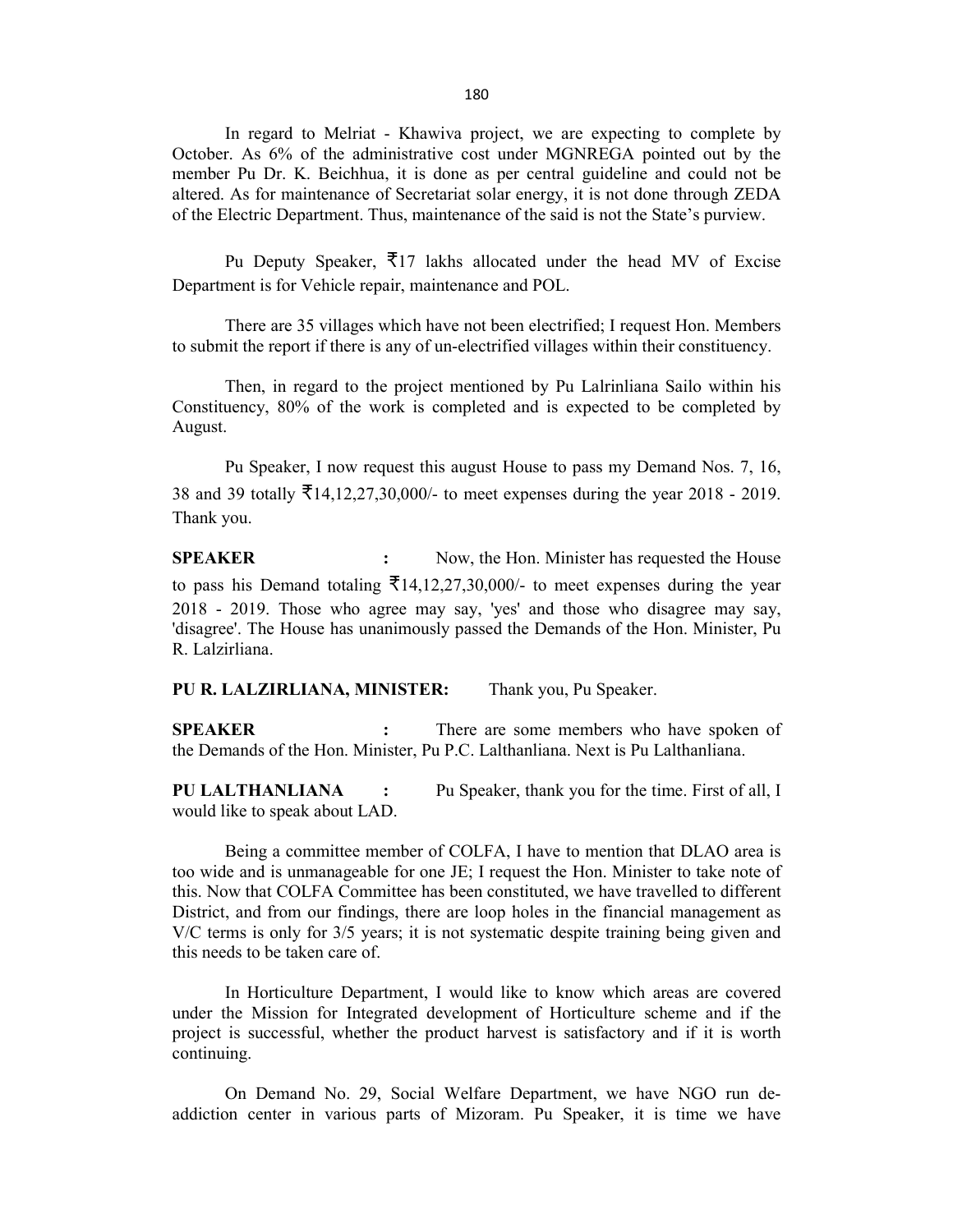In regard to Melriat - Khawiva project, we are expecting to complete by October. As 6% of the administrative cost under MGNREGA pointed out by the member Pu Dr. K. Beichhua, it is done as per central guideline and could not be altered. As for maintenance of Secretariat solar energy, it is not done through ZEDA of the Electric Department. Thus, maintenance of the said is not the State's purview.

Pu Deputy Speaker, ₹17 lakhs allocated under the head MV of Excise Department is for Vehicle repair, maintenance and POL.

There are 35 villages which have not been electrified; I request Hon. Members to submit the report if there is any of un-electrified villages within their constituency.

Then, in regard to the project mentioned by Pu Lalrinliana Sailo within his Constituency, 80% of the work is completed and is expected to be completed by August.

Pu Speaker, I now request this august House to pass my Demand Nos. 7, 16, 38 and 39 totally ₹14,12,27,30,000/- to meet expenses during the year 2018 - 2019. Thank you.

**SPEAKER** : Now, the Hon. Minister has requested the House to pass his Demand totaling ₹14,12,27,30,000/- to meet expenses during the year 2018 - 2019. Those who agree may say, 'yes' and those who disagree may say, 'disagree'. The House has unanimously passed the Demands of the Hon. Minister, Pu R. Lalzirliana.

**PU R. LALZIRLIANA, MINISTER:** Thank you, Pu Speaker.

**SPEAKER** : There are some members who have spoken of the Demands of the Hon. Minister, Pu P.C. Lalthanliana. Next is Pu Lalthanliana.

**PU LALTHANLIANA** : Pu Speaker, thank you for the time. First of all, I would like to speak about LAD.

Being a committee member of COLFA, I have to mention that DLAO area is too wide and is unmanageable for one JE; I request the Hon. Minister to take note of this. Now that COLFA Committee has been constituted, we have travelled to different District, and from our findings, there are loop holes in the financial management as V/C terms is only for 3/5 years; it is not systematic despite training being given and this needs to be taken care of.

In Horticulture Department, I would like to know which areas are covered under the Mission for Integrated development of Horticulture scheme and if the project is successful, whether the product harvest is satisfactory and if it is worth continuing.

On Demand No. 29, Social Welfare Department, we have NGO run de-addiction center in various parts of Mizoram. Pu Speaker, it is time we have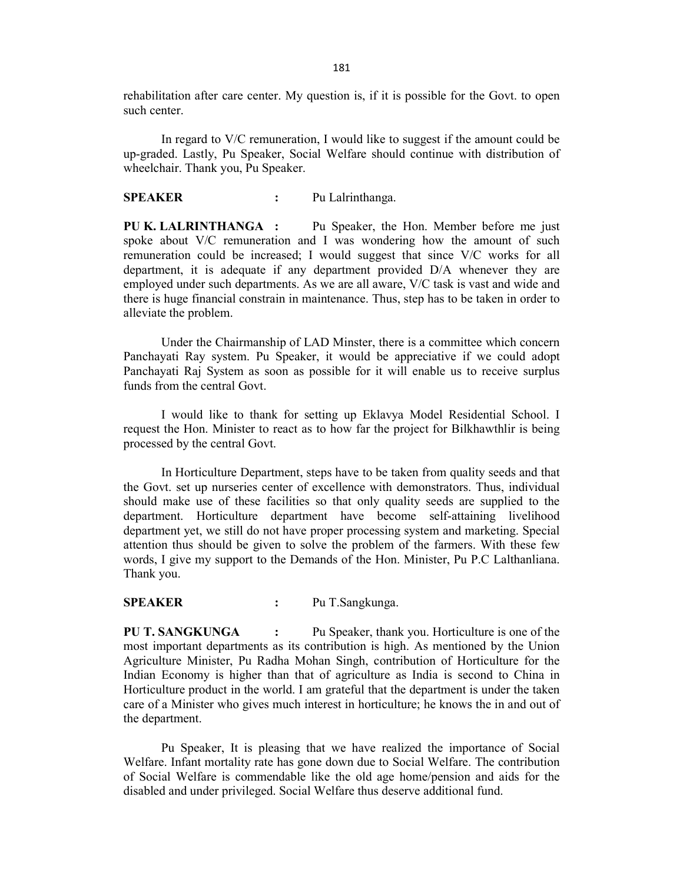rehabilitation after care center. My question is, if it is possible for the Govt. to open such center.

In regard to V/C remuneration, I would like to suggest if the amount could be up-graded. Lastly, Pu Speaker, Social Welfare should continue with distribution of wheelchair. Thank you, Pu Speaker.

**SPEAKER** **:** Pu Lalrinthanga.

**PU K. LALRINTHANGA :** Pu Speaker, the Hon. Member before me just spoke about V/C remuneration and I was wondering how the amount of such remuneration could be increased; I would suggest that since V/C works for all department, it is adequate if any department provided D/A whenever they are employed under such departments. As we are all aware, V/C task is vast and wide and there is huge financial constrain in maintenance. Thus, step has to be taken in order to alleviate the problem.

Under the Chairmanship of LAD Minster, there is a committee which concern Panchayati Ray system. Pu Speaker, it would be appreciative if we could adopt Panchayati Raj System as soon as possible for it will enable us to receive surplus funds from the central Govt.

I would like to thank for setting up Eklavya Model Residential School. I request the Hon. Minister to react as to how far the project for Bilkhawthlir is being processed by the central Govt.

In Horticulture Department, steps have to be taken from quality seeds and that the Govt. set up nurseries center of excellence with demonstrators. Thus, individual should make use of these facilities so that only quality seeds are supplied to the department. Horticulture department have become self-attaining livelihood department yet, we still do not have proper processing system and marketing. Special attention thus should be given to solve the problem of the farmers. With these few words, I give my support to the Demands of the Hon. Minister, Pu P.C Lalthanliana. Thank you.

**SPEAKER** **:** Pu T.Sangkunga.

**PU T. SANGKUNGA** **:** Pu Speaker, thank you. Horticulture is one of the most important departments as its contribution is high. As mentioned by the Union Agriculture Minister, Pu Radha Mohan Singh, contribution of Horticulture for the Indian Economy is higher than that of agriculture as India is second to China in Horticulture product in the world. I am grateful that the department is under the taken care of a Minister who gives much interest in horticulture; he knows the in and out of the department.

Pu Speaker, It is pleasing that we have realized the importance of Social Welfare. Infant mortality rate has gone down due to Social Welfare. The contribution of Social Welfare is commendable like the old age home/pension and aids for the disabled and under privileged. Social Welfare thus deserve additional fund.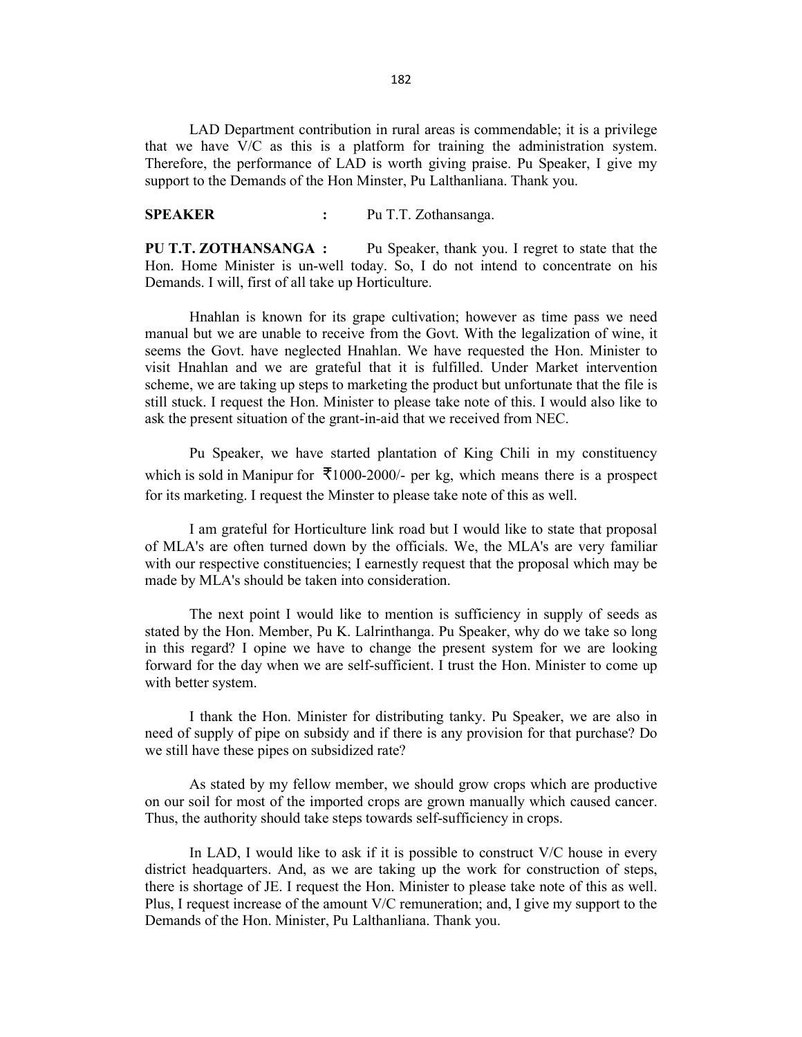LAD Department contribution in rural areas is commendable; it is a privilege that we have V/C as this is a platform for training the administration system. Therefore, the performance of LAD is worth giving praise. Pu Speaker, I give my support to the Demands of the Hon Minster, Pu Lalthanliana. Thank you.

**SPEAKER** : Pu T.T. Zothansanga.

**PU T.T. ZOTHANSANGA :** Pu Speaker, thank you. I regret to state that the Hon. Home Minister is un-well today. So, I do not intend to concentrate on his Demands. I will, first of all take up Horticulture.

Hnahlan is known for its grape cultivation; however as time pass we need manual but we are unable to receive from the Govt. With the legalization of wine, it seems the Govt. have neglected Hnahlan. We have requested the Hon. Minister to visit Hnahlan and we are grateful that it is fulfilled. Under Market intervention scheme, we are taking up steps to marketing the product but unfortunate that the file is still stuck. I request the Hon. Minister to please take note of this. I would also like to ask the present situation of the grant-in-aid that we received from NEC.

Pu Speaker, we have started plantation of King Chili in my constituency which is sold in Manipur for ₹1000-2000/- per kg, which means there is a prospect for its marketing. I request the Minster to please take note of this as well.

I am grateful for Horticulture link road but I would like to state that proposal of MLA's are often turned down by the officials. We, the MLA's are very familiar with our respective constituencies; I earnestly request that the proposal which may be made by MLA's should be taken into consideration.

The next point I would like to mention is sufficiency in supply of seeds as stated by the Hon. Member, Pu K. Lalrinthanga. Pu Speaker, why do we take so long in this regard? I opine we have to change the present system for we are looking forward for the day when we are self-sufficient. I trust the Hon. Minister to come up with better system.

I thank the Hon. Minister for distributing tanky. Pu Speaker, we are also in need of supply of pipe on subsidy and if there is any provision for that purchase? Do we still have these pipes on subsidized rate?

As stated by my fellow member, we should grow crops which are productive on our soil for most of the imported crops are grown manually which caused cancer. Thus, the authority should take steps towards self-sufficiency in crops.

In LAD, I would like to ask if it is possible to construct V/C house in every district headquarters. And, as we are taking up the work for construction of steps, there is shortage of JE. I request the Hon. Minister to please take note of this as well. Plus, I request increase of the amount V/C remuneration; and, I give my support to the Demands of the Hon. Minister, Pu Lalthanliana. Thank you.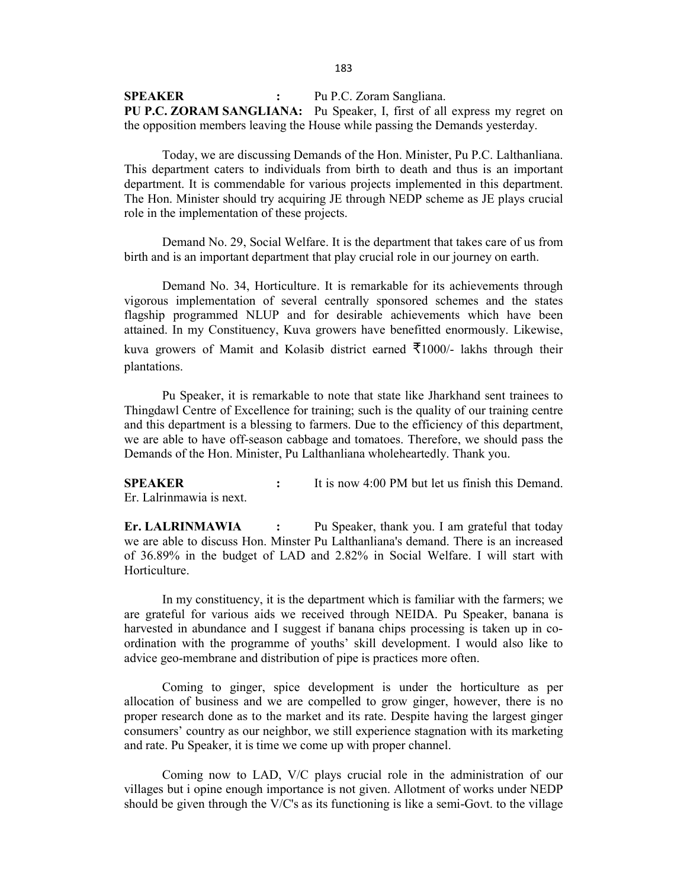**SPEAKER :** Pu P.C. Zoram Sangliana.

**PU P.C. ZORAM SANGLIANA:** Pu Speaker, I, first of all express my regret on the opposition members leaving the House while passing the Demands yesterday.

Today, we are discussing Demands of the Hon. Minister, Pu P.C. Lalthanliana. This department caters to individuals from birth to death and thus is an important department. It is commendable for various projects implemented in this department. The Hon. Minister should try acquiring JE through NEDP scheme as JE plays crucial role in the implementation of these projects.

Demand No. 29, Social Welfare. It is the department that takes care of us from birth and is an important department that play crucial role in our journey on earth.

Demand No. 34, Horticulture. It is remarkable for its achievements through vigorous implementation of several centrally sponsored schemes and the states flagship programmed NLUP and for desirable achievements which have been attained. In my Constituency, Kuva growers have benefitted enormously. Likewise, kuva growers of Mamit and Kolasib district earned ₹1000/- lakhs through their plantations.

Pu Speaker, it is remarkable to note that state like Jharkhand sent trainees to Thingdawl Centre of Excellence for training; such is the quality of our training centre and this department is a blessing to farmers. Due to the efficiency of this department, we are able to have off-season cabbage and tomatoes. Therefore, we should pass the Demands of the Hon. Minister, Pu Lalthanliana wholeheartedly. Thank you.

**SPEAKER :** It is now 4:00 PM but let us finish this Demand. Er. Lalrinmawia is next.

**Er. LALRINMAWIA :** Pu Speaker, thank you. I am grateful that today we are able to discuss Hon. Minster Pu Lalthanliana's demand. There is an increased of 36.89% in the budget of LAD and 2.82% in Social Welfare. I will start with Horticulture.

In my constituency, it is the department which is familiar with the farmers; we are grateful for various aids we received through NEIDA. Pu Speaker, banana is harvested in abundance and I suggest if banana chips processing is taken up in co-ordination with the programme of youths' skill development. I would also like to advice geo-membrane and distribution of pipe is practices more often.

Coming to ginger, spice development is under the horticulture as per allocation of business and we are compelled to grow ginger, however, there is no proper research done as to the market and its rate. Despite having the largest ginger consumers' country as our neighbor, we still experience stagnation with its marketing and rate. Pu Speaker, it is time we come up with proper channel.

Coming now to LAD, V/C plays crucial role in the administration of our villages but i opine enough importance is not given. Allotment of works under NEDP should be given through the V/C's as its functioning is like a semi-Govt. to the village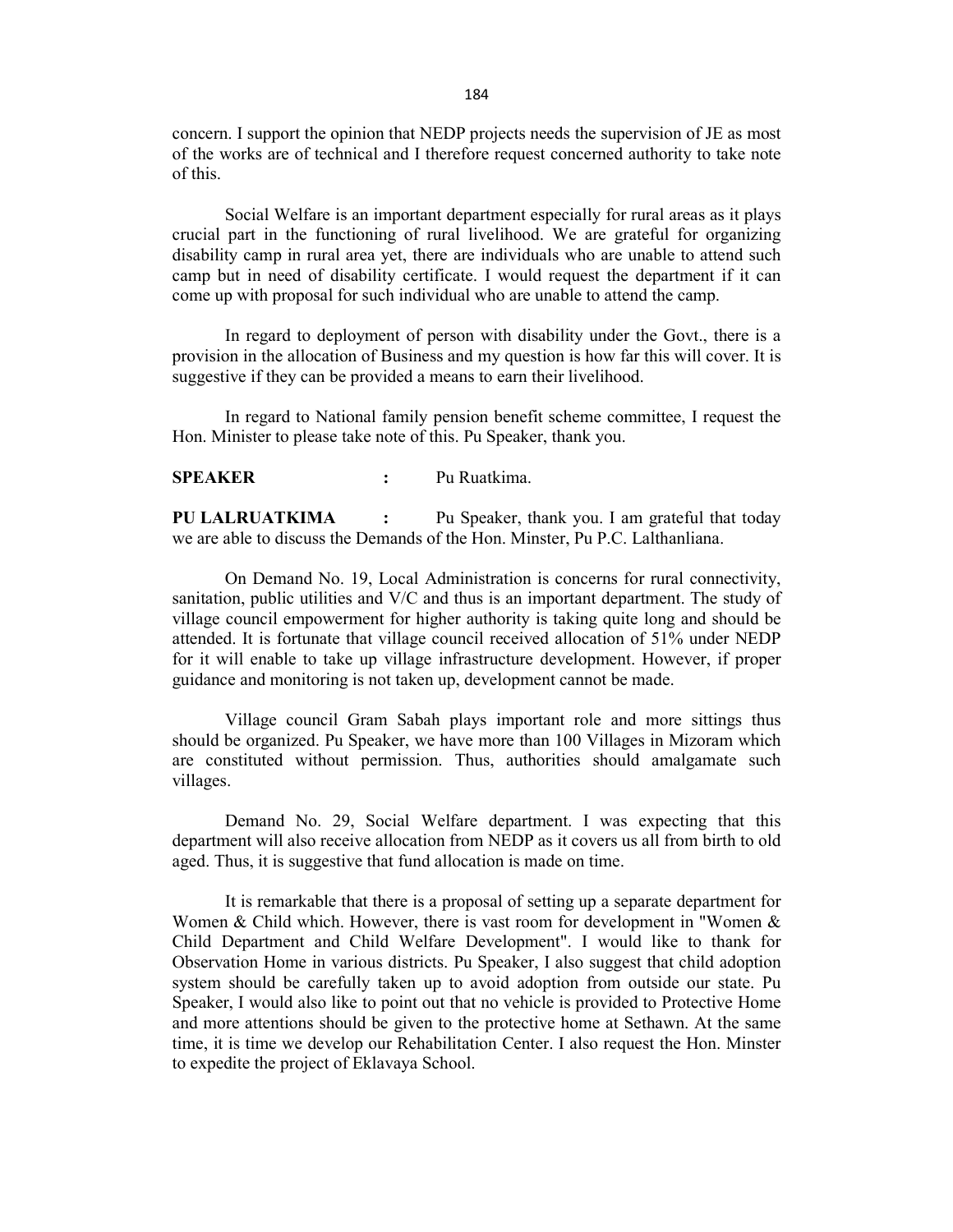concern. I support the opinion that NEDP projects needs the supervision of JE as most of the works are of technical and I therefore request concerned authority to take note of this.

Social Welfare is an important department especially for rural areas as it plays crucial part in the functioning of rural livelihood. We are grateful for organizing disability camp in rural area yet, there are individuals who are unable to attend such camp but in need of disability certificate. I would request the department if it can come up with proposal for such individual who are unable to attend the camp.

In regard to deployment of person with disability under the Govt., there is a provision in the allocation of Business and my question is how far this will cover. It is suggestive if they can be provided a means to earn their livelihood.

In regard to National family pension benefit scheme committee, I request the Hon. Minister to please take note of this. Pu Speaker, thank you.

**SPEAKER** : Pu Ruatkima.

**PU LALRUATKIMA** : Pu Speaker, thank you. I am grateful that today we are able to discuss the Demands of the Hon. Minster, Pu P.C. Lalthanliana.

On Demand No. 19, Local Administration is concerns for rural connectivity, sanitation, public utilities and V/C and thus is an important department. The study of village council empowerment for higher authority is taking quite long and should be attended. It is fortunate that village council received allocation of 51% under NEDP for it will enable to take up village infrastructure development. However, if proper guidance and monitoring is not taken up, development cannot be made.

Village council Gram Sabah plays important role and more sittings thus should be organized. Pu Speaker, we have more than 100 Villages in Mizoram which are constituted without permission. Thus, authorities should amalgamate such villages.

Demand No. 29, Social Welfare department. I was expecting that this department will also receive allocation from NEDP as it covers us all from birth to old aged. Thus, it is suggestive that fund allocation is made on time.

It is remarkable that there is a proposal of setting up a separate department for Women & Child which. However, there is vast room for development in "Women & Child Department and Child Welfare Development". I would like to thank for Observation Home in various districts. Pu Speaker, I also suggest that child adoption system should be carefully taken up to avoid adoption from outside our state. Pu Speaker, I would also like to point out that no vehicle is provided to Protective Home and more attentions should be given to the protective home at Sethawn. At the same time, it is time we develop our Rehabilitation Center. I also request the Hon. Minster to expedite the project of Eklavaya School.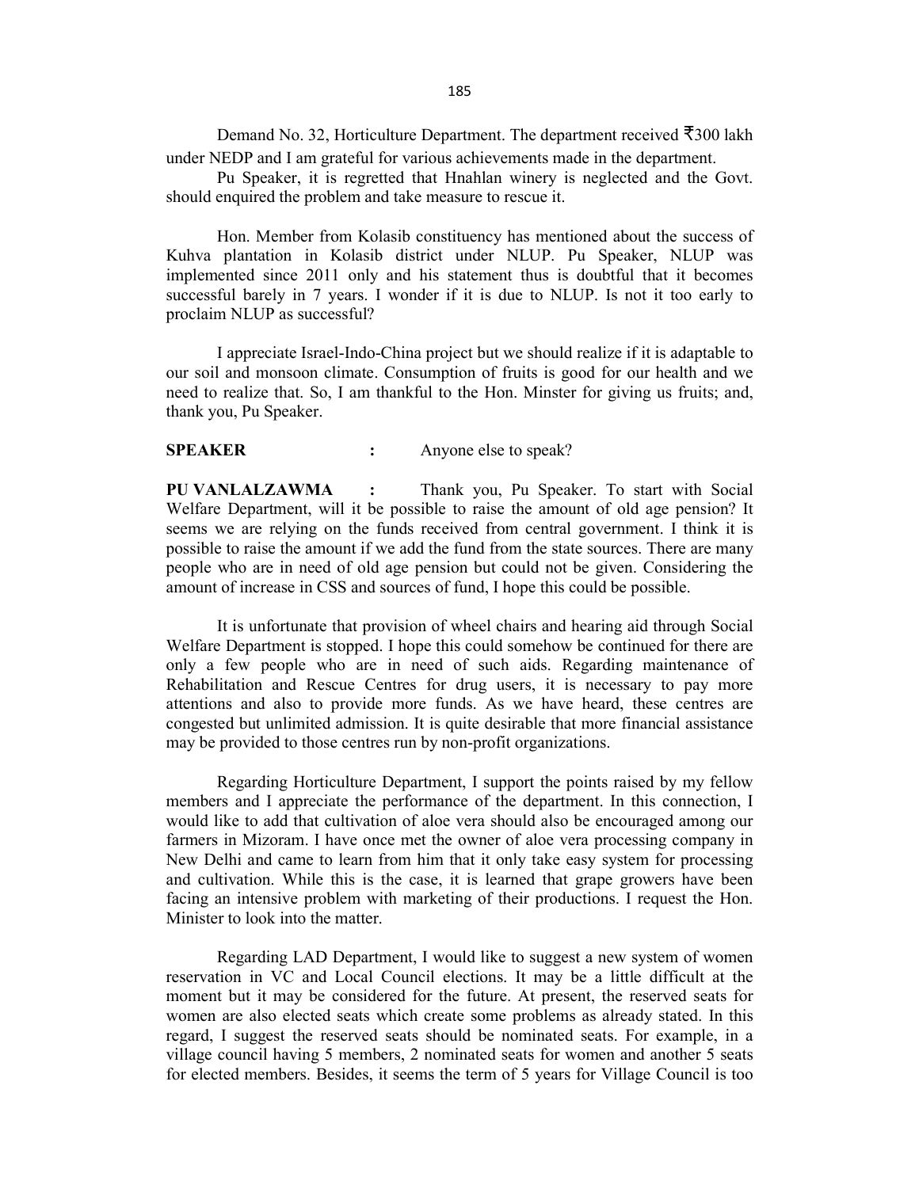Demand No. 32, Horticulture Department. The department received ₹300 lakh under NEDP and I am grateful for various achievements made in the department.

Pu Speaker, it is regretted that Hnahlan winery is neglected and the Govt. should enquired the problem and take measure to rescue it.

Hon. Member from Kolasib constituency has mentioned about the success of Kuhva plantation in Kolasib district under NLUP. Pu Speaker, NLUP was implemented since 2011 only and his statement thus is doubtful that it becomes successful barely in 7 years. I wonder if it is due to NLUP. Is not it too early to proclaim NLUP as successful?

I appreciate Israel-Indo-China project but we should realize if it is adaptable to our soil and monsoon climate. Consumption of fruits is good for our health and we need to realize that. So, I am thankful to the Hon. Minster for giving us fruits; and, thank you, Pu Speaker.

**SPEAKER** : Anyone else to speak?

**PU VANLALZAWMA** : Thank you, Pu Speaker. To start with Social Welfare Department, will it be possible to raise the amount of old age pension? It seems we are relying on the funds received from central government. I think it is possible to raise the amount if we add the fund from the state sources. There are many people who are in need of old age pension but could not be given. Considering the amount of increase in CSS and sources of fund, I hope this could be possible.

It is unfortunate that provision of wheel chairs and hearing aid through Social Welfare Department is stopped. I hope this could somehow be continued for there are only a few people who are in need of such aids. Regarding maintenance of Rehabilitation and Rescue Centres for drug users, it is necessary to pay more attentions and also to provide more funds. As we have heard, these centres are congested but unlimited admission. It is quite desirable that more financial assistance may be provided to those centres run by non-profit organizations.

Regarding Horticulture Department, I support the points raised by my fellow members and I appreciate the performance of the department. In this connection, I would like to add that cultivation of aloe vera should also be encouraged among our farmers in Mizoram. I have once met the owner of aloe vera processing company in New Delhi and came to learn from him that it only take easy system for processing and cultivation. While this is the case, it is learned that grape growers have been facing an intensive problem with marketing of their productions. I request the Hon. Minister to look into the matter.

Regarding LAD Department, I would like to suggest a new system of women reservation in VC and Local Council elections. It may be a little difficult at the moment but it may be considered for the future. At present, the reserved seats for women are also elected seats which create some problems as already stated. In this regard, I suggest the reserved seats should be nominated seats. For example, in a village council having 5 members, 2 nominated seats for women and another 5 seats for elected members. Besides, it seems the term of 5 years for Village Council is too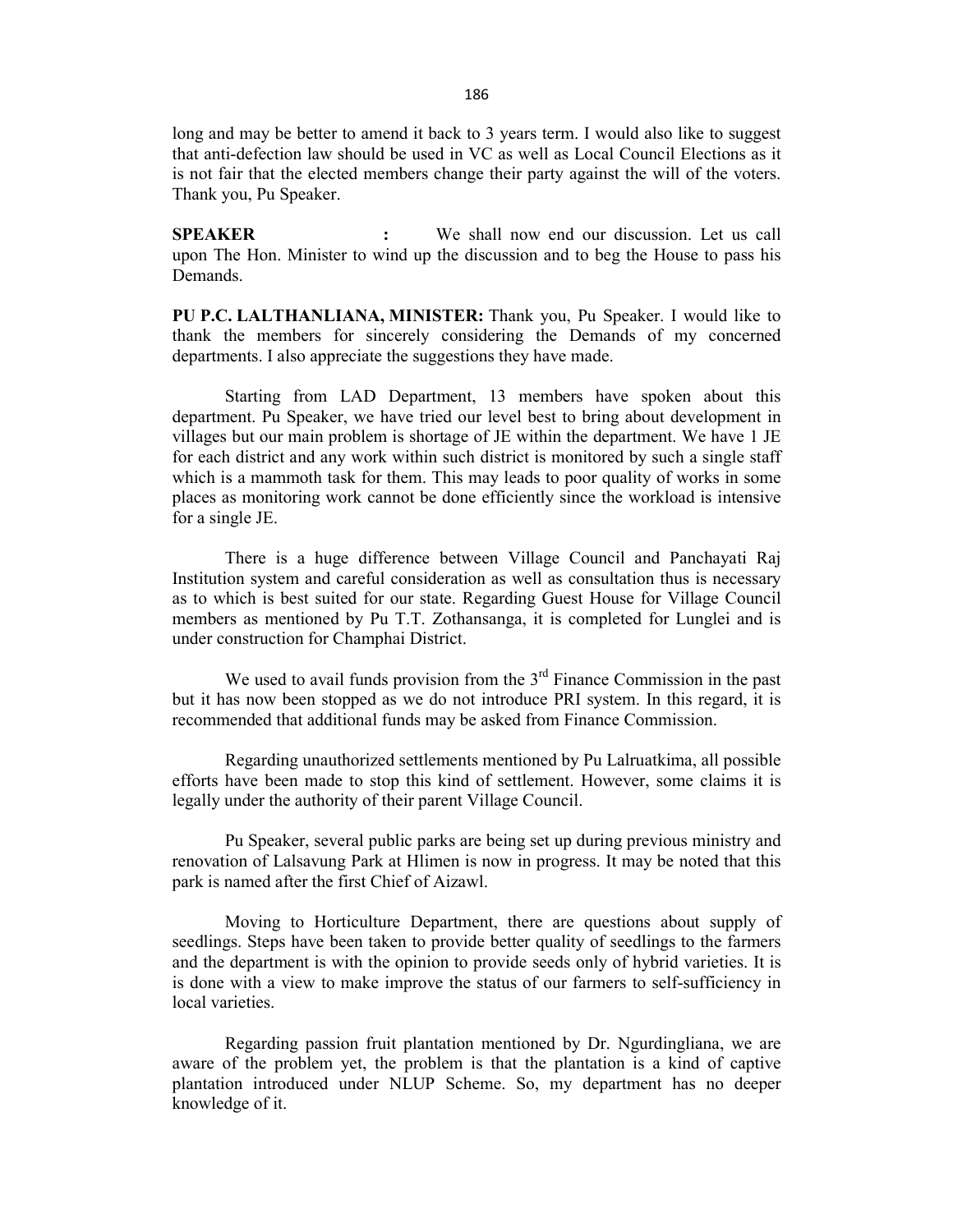long and may be better to amend it back to 3 years term. I would also like to suggest that anti-defection law should be used in VC as well as Local Council Elections as it is not fair that the elected members change their party against the will of the voters. Thank you, Pu Speaker.

**SPEAKER :** We shall now end our discussion. Let us call upon The Hon. Minister to wind up the discussion and to beg the House to pass his Demands.

**PU P.C. LALTHANLIANA, MINISTER:** Thank you, Pu Speaker. I would like to thank the members for sincerely considering the Demands of my concerned departments. I also appreciate the suggestions they have made.

Starting from LAD Department, 13 members have spoken about this department. Pu Speaker, we have tried our level best to bring about development in villages but our main problem is shortage of JE within the department. We have 1 JE for each district and any work within such district is monitored by such a single staff which is a mammoth task for them. This may leads to poor quality of works in some places as monitoring work cannot be done efficiently since the workload is intensive for a single JE.

There is a huge difference between Village Council and Panchayati Raj Institution system and careful consideration as well as consultation thus is necessary as to which is best suited for our state. Regarding Guest House for Village Council members as mentioned by Pu T.T. Zothansanga, it is completed for Lunglei and is under construction for Champhai District.

We used to avail funds provision from the 3rd Finance Commission in the past but it has now been stopped as we do not introduce PRI system. In this regard, it is recommended that additional funds may be asked from Finance Commission.

Regarding unauthorized settlements mentioned by Pu Lalruatkima, all possible efforts have been made to stop this kind of settlement. However, some claims it is legally under the authority of their parent Village Council.

Pu Speaker, several public parks are being set up during previous ministry and renovation of Lalsavung Park at Hlimen is now in progress. It may be noted that this park is named after the first Chief of Aizawl.

Moving to Horticulture Department, there are questions about supply of seedlings. Steps have been taken to provide better quality of seedlings to the farmers and the department is with the opinion to provide seeds only of hybrid varieties. It is is done with a view to make improve the status of our farmers to self-sufficiency in local varieties.

Regarding passion fruit plantation mentioned by Dr. Ngurdingliana, we are aware of the problem yet, the problem is that the plantation is a kind of captive plantation introduced under NLUP Scheme. So, my department has no deeper knowledge of it.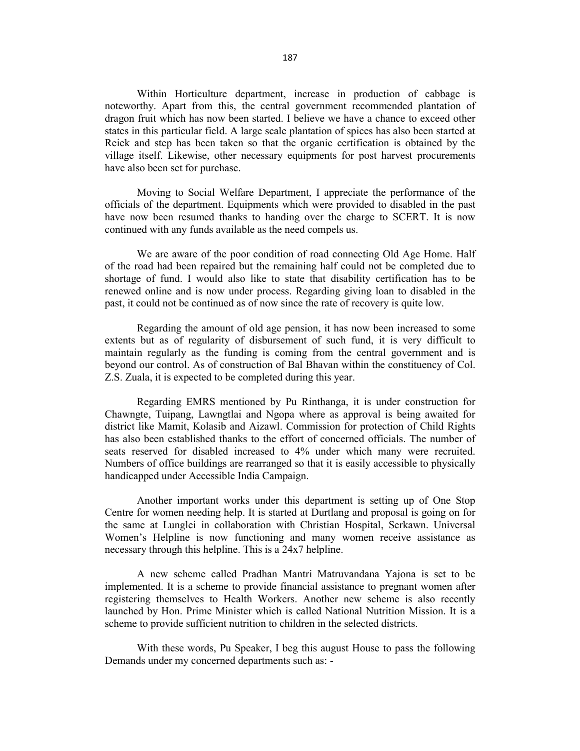Within Horticulture department, increase in production of cabbage is noteworthy. Apart from this, the central government recommended plantation of dragon fruit which has now been started. I believe we have a chance to exceed other states in this particular field. A large scale plantation of spices has also been started at Reiek and step has been taken so that the organic certification is obtained by the village itself. Likewise, other necessary equipments for post harvest procurements have also been set for purchase.

Moving to Social Welfare Department, I appreciate the performance of the officials of the department. Equipments which were provided to disabled in the past have now been resumed thanks to handing over the charge to SCERT. It is now continued with any funds available as the need compels us.

We are aware of the poor condition of road connecting Old Age Home. Half of the road had been repaired but the remaining half could not be completed due to shortage of fund. I would also like to state that disability certification has to be renewed online and is now under process. Regarding giving loan to disabled in the past, it could not be continued as of now since the rate of recovery is quite low.

Regarding the amount of old age pension, it has now been increased to some extents but as of regularity of disbursement of such fund, it is very difficult to maintain regularly as the funding is coming from the central government and is beyond our control. As of construction of Bal Bhavan within the constituency of Col. Z.S. Zuala, it is expected to be completed during this year.

Regarding EMRS mentioned by Pu Rinthanga, it is under construction for Chawngte, Tuipang, Lawngtlai and Ngopa where as approval is being awaited for district like Mamit, Kolasib and Aizawl. Commission for protection of Child Rights has also been established thanks to the effort of concerned officials. The number of seats reserved for disabled increased to 4% under which many were recruited. Numbers of office buildings are rearranged so that it is easily accessible to physically handicapped under Accessible India Campaign.

Another important works under this department is setting up of One Stop Centre for women needing help. It is started at Durtlang and proposal is going on for the same at Lunglei in collaboration with Christian Hospital, Serkawn. Universal Women's Helpline is now functioning and many women receive assistance as necessary through this helpline. This is a 24x7 helpline.

A new scheme called Pradhan Mantri Matruvandana Yajona is set to be implemented. It is a scheme to provide financial assistance to pregnant women after registering themselves to Health Workers. Another new scheme is also recently launched by Hon. Prime Minister which is called National Nutrition Mission. It is a scheme to provide sufficient nutrition to children in the selected districts.

With these words, Pu Speaker, I beg this august House to pass the following Demands under my concerned departments such as: -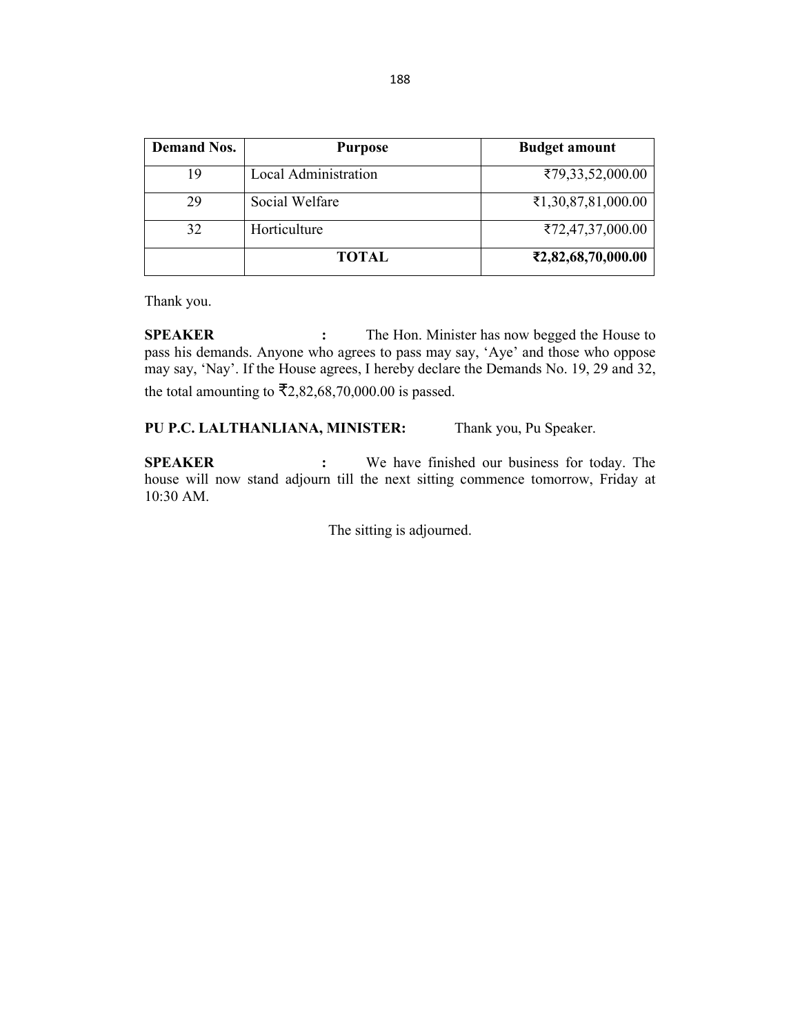| Demand Nos. | Purpose | Budget amount |
| --- | --- | --- |
| 19 | Local Administration | ₹79,33,52,000.00 |
| 29 | Social Welfare | ₹1,30,87,81,000.00 |
| 32 | Horticulture | ₹72,47,37,000.00 |
| | **TOTAL** | **₹2,82,68,70,000.00** |

Thank you.

**SPEAKER :** The Hon. Minister has now begged the House to pass his demands. Anyone who agrees to pass may say, 'Aye' and those who oppose may say, 'Nay'. If the House agrees, I hereby declare the Demands No. 19, 29 and 32, the total amounting to ₹2,82,68,70,000.00 is passed.

**PU P.C. LALTHANLIANA, MINISTER:** Thank you, Pu Speaker.

**SPEAKER :** We have finished our business for today. The house will now stand adjourn till the next sitting commence tomorrow, Friday at 10:30 AM.

The sitting is adjourned.